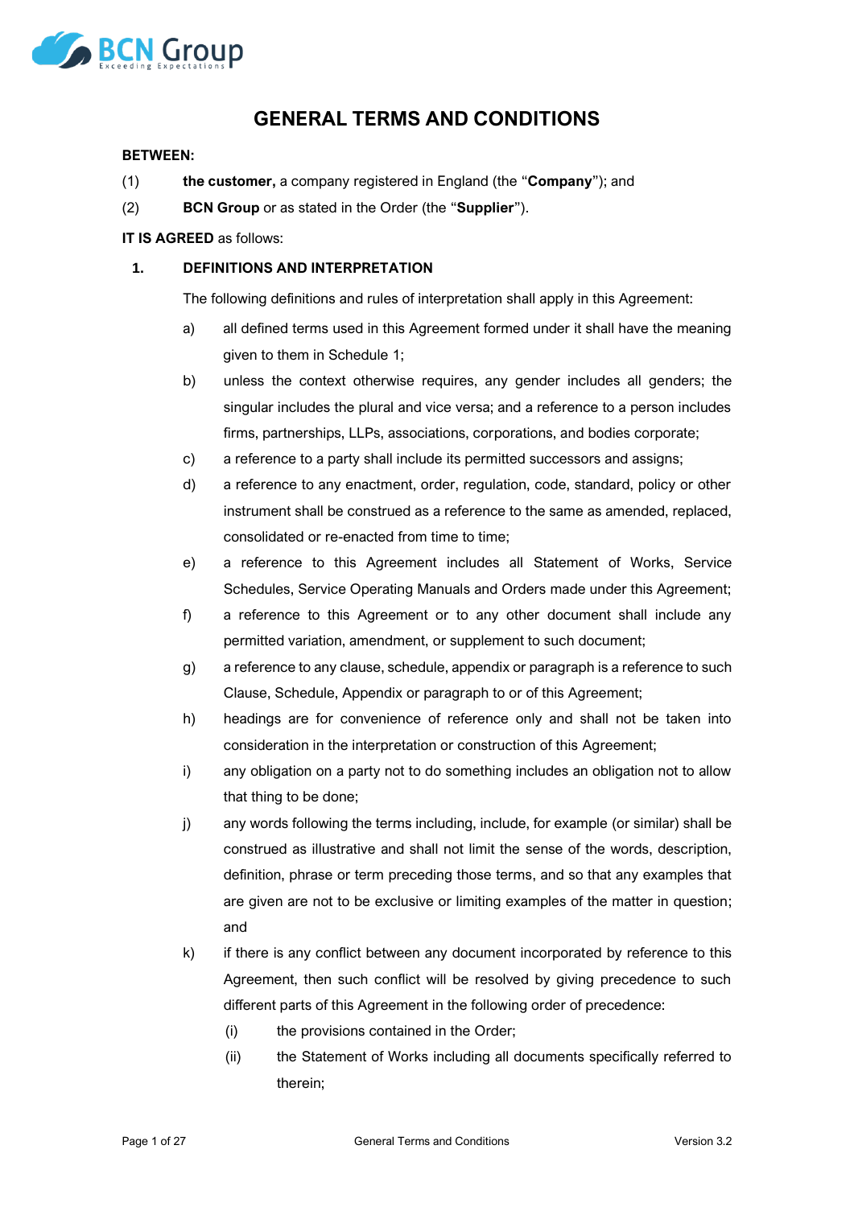# GENERAL TERMS AND CONDITIONS

**BETWEEN:**

(1) **the customer,** a company registered in England (the "**Company**"); and

(2) **BCN Group** or as stated in the Order (the "**Supplier**").

**IT IS AGREED** as follows:

## 1. DEFINITIONS AND INTERPRETATION

The following definitions and rules of interpretation shall apply in this Agreement:

a) all defined terms used in this Agreement formed under it shall have the meaning given to them in Schedule 1;

b) unless the context otherwise requires, any gender includes all genders; the singular includes the plural and vice versa; and a reference to a person includes firms, partnerships, LLPs, associations, corporations, and bodies corporate;

c) a reference to a party shall include its permitted successors and assigns;

d) a reference to any enactment, order, regulation, code, standard, policy or other instrument shall be construed as a reference to the same as amended, replaced, consolidated or re-enacted from time to time;

e) a reference to this Agreement includes all Statement of Works, Service Schedules, Service Operating Manuals and Orders made under this Agreement;

f) a reference to this Agreement or to any other document shall include any permitted variation, amendment, or supplement to such document;

g) a reference to any clause, schedule, appendix or paragraph is a reference to such Clause, Schedule, Appendix or paragraph to or of this Agreement;

h) headings are for convenience of reference only and shall not be taken into consideration in the interpretation or construction of this Agreement;

i) any obligation on a party not to do something includes an obligation not to allow that thing to be done;

j) any words following the terms including, include, for example (or similar) shall be construed as illustrative and shall not limit the sense of the words, description, definition, phrase or term preceding those terms, and so that any examples that are given are not to be exclusive or limiting examples of the matter in question; and

k) if there is any conflict between any document incorporated by reference to this Agreement, then such conflict will be resolved by giving precedence to such different parts of this Agreement in the following order of precedence:

   (i) the provisions contained in the Order;

   (ii) the Statement of Works including all documents specifically referred to therein;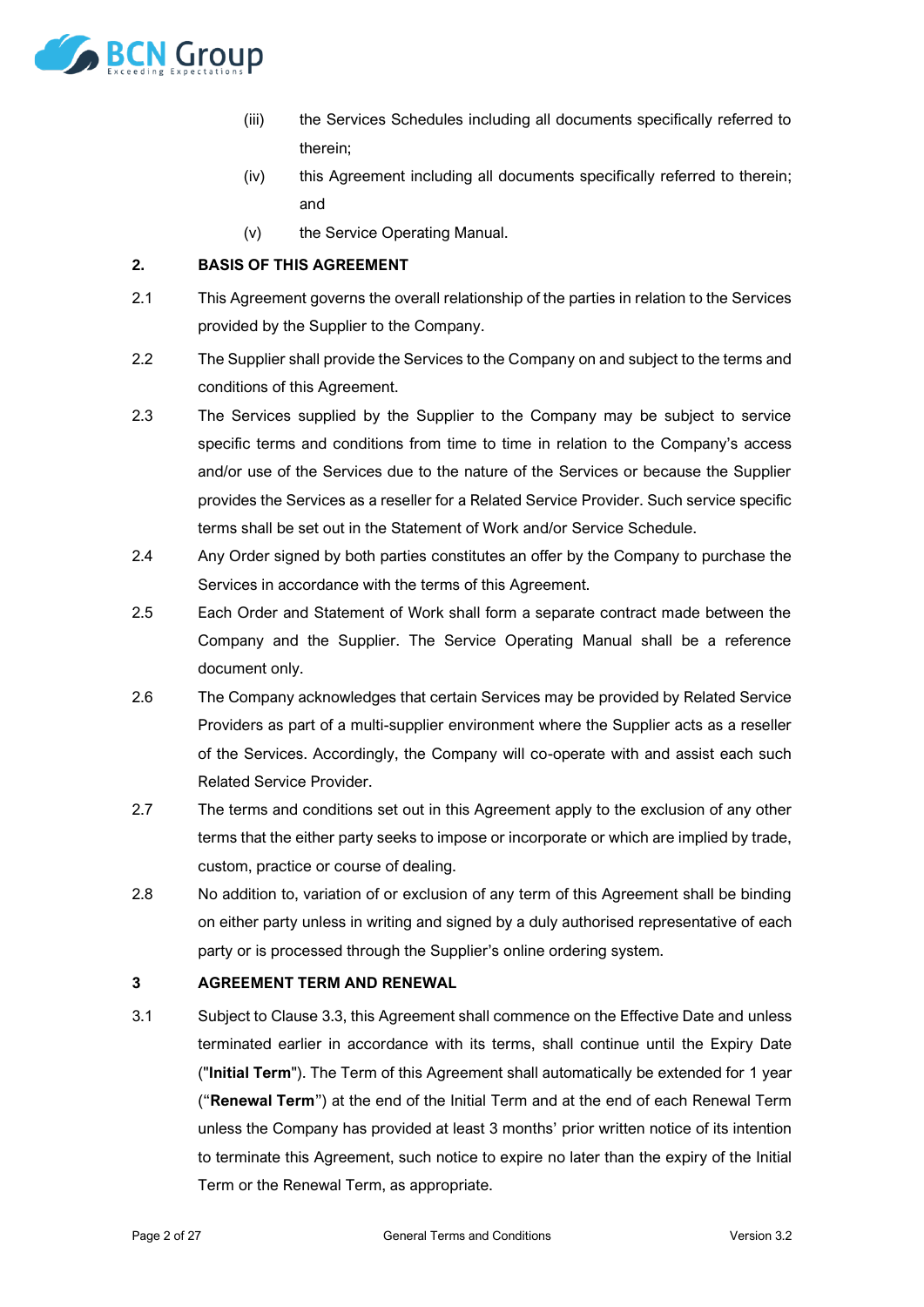(iii) the Services Schedules including all documents specifically referred to therein;

(iv) this Agreement including all documents specifically referred to therein; and

(v) the Service Operating Manual.

## 2. BASIS OF THIS AGREEMENT

2.1 This Agreement governs the overall relationship of the parties in relation to the Services provided by the Supplier to the Company.

2.2 The Supplier shall provide the Services to the Company on and subject to the terms and conditions of this Agreement.

2.3 The Services supplied by the Supplier to the Company may be subject to service specific terms and conditions from time to time in relation to the Company's access and/or use of the Services due to the nature of the Services or because the Supplier provides the Services as a reseller for a Related Service Provider. Such service specific terms shall be set out in the Statement of Work and/or Service Schedule.

2.4 Any Order signed by both parties constitutes an offer by the Company to purchase the Services in accordance with the terms of this Agreement.

2.5 Each Order and Statement of Work shall form a separate contract made between the Company and the Supplier. The Service Operating Manual shall be a reference document only.

2.6 The Company acknowledges that certain Services may be provided by Related Service Providers as part of a multi-supplier environment where the Supplier acts as a reseller of the Services. Accordingly, the Company will co-operate with and assist each such Related Service Provider.

2.7 The terms and conditions set out in this Agreement apply to the exclusion of any other terms that the either party seeks to impose or incorporate or which are implied by trade, custom, practice or course of dealing.

2.8 No addition to, variation of or exclusion of any term of this Agreement shall be binding on either party unless in writing and signed by a duly authorised representative of each party or is processed through the Supplier's online ordering system.

## 3 AGREEMENT TERM AND RENEWAL

3.1 Subject to Clause 3.3, this Agreement shall commence on the Effective Date and unless terminated earlier in accordance with its terms, shall continue until the Expiry Date ("**Initial Term**"). The Term of this Agreement shall automatically be extended for 1 year ("**Renewal Term**") at the end of the Initial Term and at the end of each Renewal Term unless the Company has provided at least 3 months' prior written notice of its intention to terminate this Agreement, such notice to expire no later than the expiry of the Initial Term or the Renewal Term, as appropriate.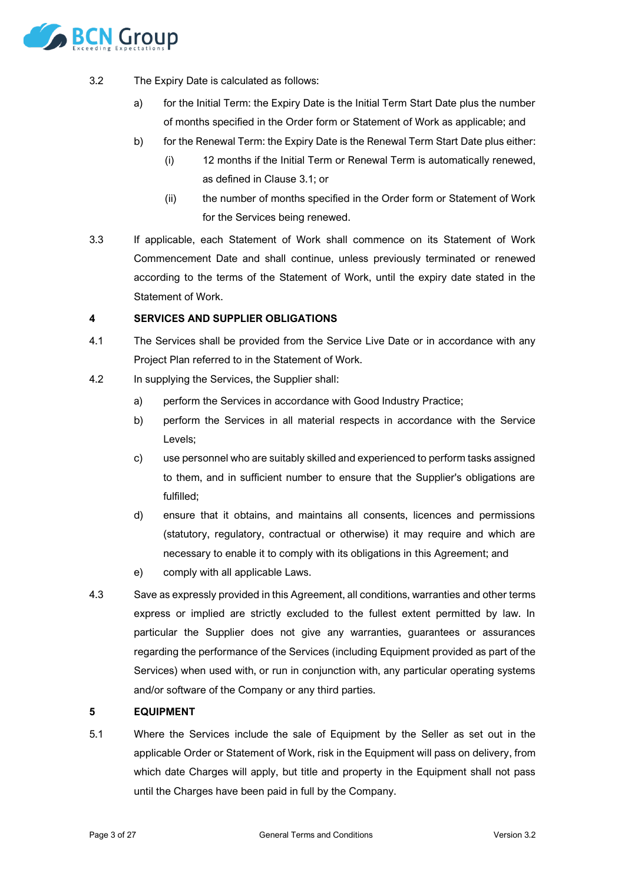3.2 The Expiry Date is calculated as follows:

a) for the Initial Term: the Expiry Date is the Initial Term Start Date plus the number of months specified in the Order form or Statement of Work as applicable; and

b) for the Renewal Term: the Expiry Date is the Renewal Term Start Date plus either:

(i) 12 months if the Initial Term or Renewal Term is automatically renewed, as defined in Clause 3.1; or

(ii) the number of months specified in the Order form or Statement of Work for the Services being renewed.

3.3 If applicable, each Statement of Work shall commence on its Statement of Work Commencement Date and shall continue, unless previously terminated or renewed according to the terms of the Statement of Work, until the expiry date stated in the Statement of Work.

## 4 SERVICES AND SUPPLIER OBLIGATIONS

4.1 The Services shall be provided from the Service Live Date or in accordance with any Project Plan referred to in the Statement of Work.

4.2 In supplying the Services, the Supplier shall:

a) perform the Services in accordance with Good Industry Practice;

b) perform the Services in all material respects in accordance with the Service Levels;

c) use personnel who are suitably skilled and experienced to perform tasks assigned to them, and in sufficient number to ensure that the Supplier's obligations are fulfilled;

d) ensure that it obtains, and maintains all consents, licences and permissions (statutory, regulatory, contractual or otherwise) it may require and which are necessary to enable it to comply with its obligations in this Agreement; and

e) comply with all applicable Laws.

4.3 Save as expressly provided in this Agreement, all conditions, warranties and other terms express or implied are strictly excluded to the fullest extent permitted by law. In particular the Supplier does not give any warranties, guarantees or assurances regarding the performance of the Services (including Equipment provided as part of the Services) when used with, or run in conjunction with, any particular operating systems and/or software of the Company or any third parties.

## 5 EQUIPMENT

5.1 Where the Services include the sale of Equipment by the Seller as set out in the applicable Order or Statement of Work, risk in the Equipment will pass on delivery, from which date Charges will apply, but title and property in the Equipment shall not pass until the Charges have been paid in full by the Company.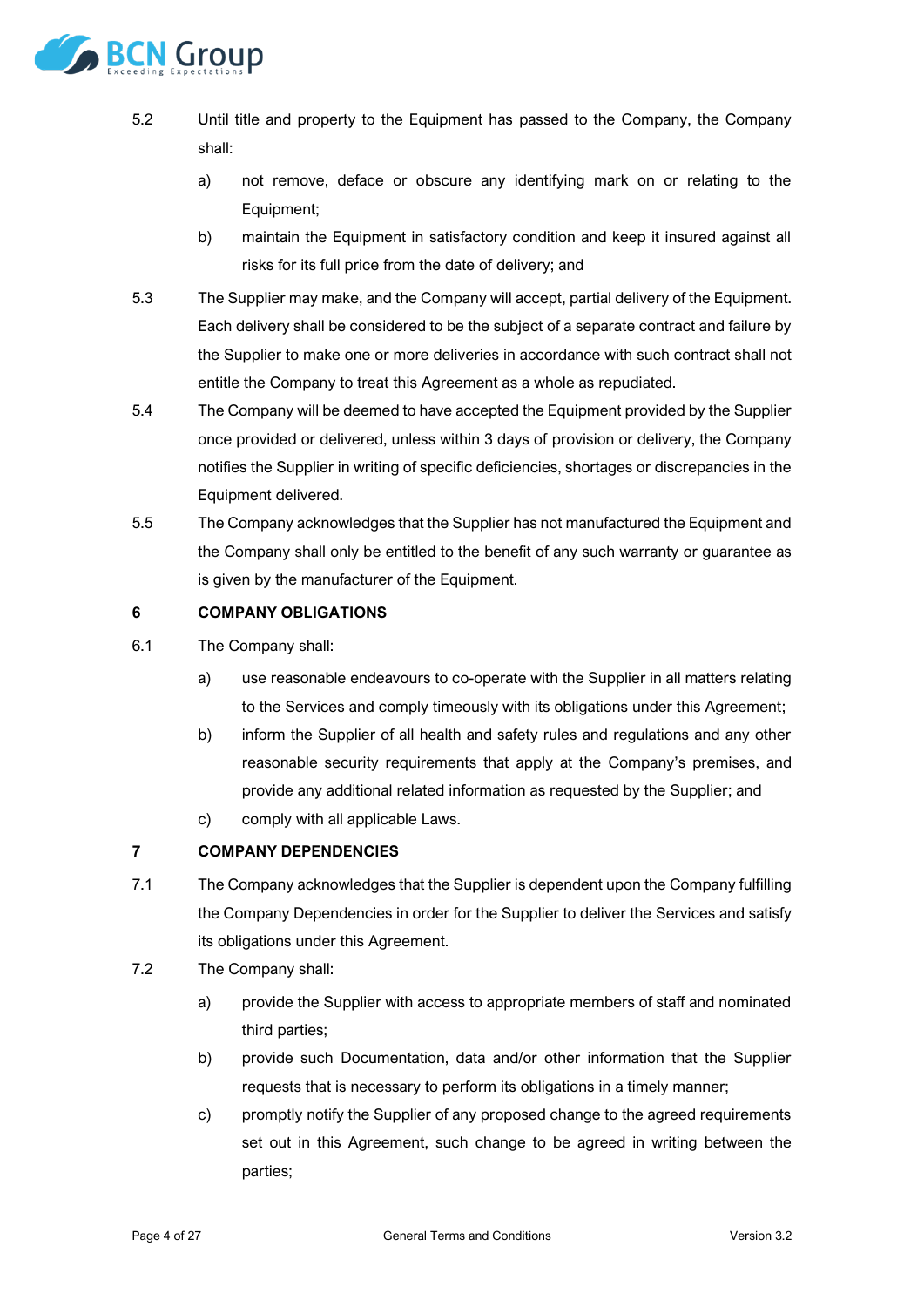5.2 Until title and property to the Equipment has passed to the Company, the Company shall:

a) not remove, deface or obscure any identifying mark on or relating to the Equipment;

b) maintain the Equipment in satisfactory condition and keep it insured against all risks for its full price from the date of delivery; and

5.3 The Supplier may make, and the Company will accept, partial delivery of the Equipment. Each delivery shall be considered to be the subject of a separate contract and failure by the Supplier to make one or more deliveries in accordance with such contract shall not entitle the Company to treat this Agreement as a whole as repudiated.

5.4 The Company will be deemed to have accepted the Equipment provided by the Supplier once provided or delivered, unless within 3 days of provision or delivery, the Company notifies the Supplier in writing of specific deficiencies, shortages or discrepancies in the Equipment delivered.

5.5 The Company acknowledges that the Supplier has not manufactured the Equipment and the Company shall only be entitled to the benefit of any such warranty or guarantee as is given by the manufacturer of the Equipment.

## 6 COMPANY OBLIGATIONS

6.1 The Company shall:

a) use reasonable endeavours to co-operate with the Supplier in all matters relating to the Services and comply timeously with its obligations under this Agreement;

b) inform the Supplier of all health and safety rules and regulations and any other reasonable security requirements that apply at the Company's premises, and provide any additional related information as requested by the Supplier; and

c) comply with all applicable Laws.

## 7 COMPANY DEPENDENCIES

7.1 The Company acknowledges that the Supplier is dependent upon the Company fulfilling the Company Dependencies in order for the Supplier to deliver the Services and satisfy its obligations under this Agreement.

7.2 The Company shall:

a) provide the Supplier with access to appropriate members of staff and nominated third parties;

b) provide such Documentation, data and/or other information that the Supplier requests that is necessary to perform its obligations in a timely manner;

c) promptly notify the Supplier of any proposed change to the agreed requirements set out in this Agreement, such change to be agreed in writing between the parties;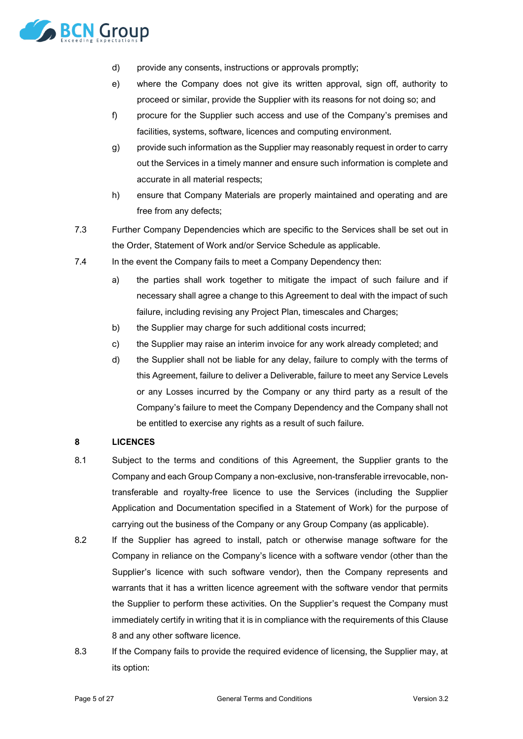d) provide any consents, instructions or approvals promptly;

e) where the Company does not give its written approval, sign off, authority to proceed or similar, provide the Supplier with its reasons for not doing so; and

f) procure for the Supplier such access and use of the Company's premises and facilities, systems, software, licences and computing environment.

g) provide such information as the Supplier may reasonably request in order to carry out the Services in a timely manner and ensure such information is complete and accurate in all material respects;

h) ensure that Company Materials are properly maintained and operating and are free from any defects;

7.3 Further Company Dependencies which are specific to the Services shall be set out in the Order, Statement of Work and/or Service Schedule as applicable.

7.4 In the event the Company fails to meet a Company Dependency then:

a) the parties shall work together to mitigate the impact of such failure and if necessary shall agree a change to this Agreement to deal with the impact of such failure, including revising any Project Plan, timescales and Charges;

b) the Supplier may charge for such additional costs incurred;

c) the Supplier may raise an interim invoice for any work already completed; and

d) the Supplier shall not be liable for any delay, failure to comply with the terms of this Agreement, failure to deliver a Deliverable, failure to meet any Service Levels or any Losses incurred by the Company or any third party as a result of the Company's failure to meet the Company Dependency and the Company shall not be entitled to exercise any rights as a result of such failure.

## 8 LICENCES

8.1 Subject to the terms and conditions of this Agreement, the Supplier grants to the Company and each Group Company a non-exclusive, non-transferable irrevocable, non-transferable and royalty-free licence to use the Services (including the Supplier Application and Documentation specified in a Statement of Work) for the purpose of carrying out the business of the Company or any Group Company (as applicable).

8.2 If the Supplier has agreed to install, patch or otherwise manage software for the Company in reliance on the Company's licence with a software vendor (other than the Supplier's licence with such software vendor), then the Company represents and warrants that it has a written licence agreement with the software vendor that permits the Supplier to perform these activities. On the Supplier's request the Company must immediately certify in writing that it is in compliance with the requirements of this Clause 8 and any other software licence.

8.3 If the Company fails to provide the required evidence of licensing, the Supplier may, at its option: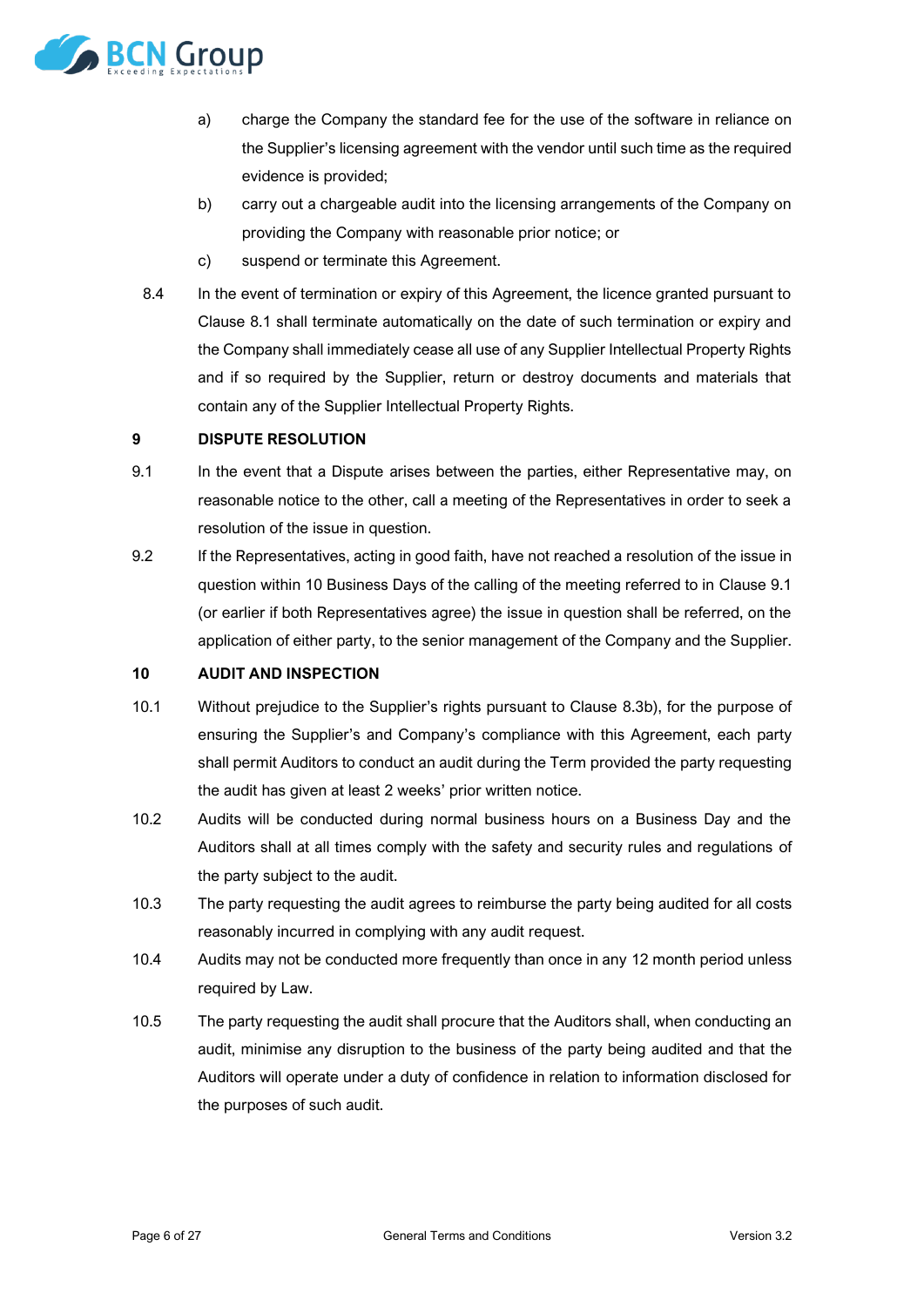a) charge the Company the standard fee for the use of the software in reliance on the Supplier's licensing agreement with the vendor until such time as the required evidence is provided;

b) carry out a chargeable audit into the licensing arrangements of the Company on providing the Company with reasonable prior notice; or

c) suspend or terminate this Agreement.

8.4 In the event of termination or expiry of this Agreement, the licence granted pursuant to Clause 8.1 shall terminate automatically on the date of such termination or expiry and the Company shall immediately cease all use of any Supplier Intellectual Property Rights and if so required by the Supplier, return or destroy documents and materials that contain any of the Supplier Intellectual Property Rights.

**9 DISPUTE RESOLUTION**

9.1 In the event that a Dispute arises between the parties, either Representative may, on reasonable notice to the other, call a meeting of the Representatives in order to seek a resolution of the issue in question.

9.2 If the Representatives, acting in good faith, have not reached a resolution of the issue in question within 10 Business Days of the calling of the meeting referred to in Clause 9.1 (or earlier if both Representatives agree) the issue in question shall be referred, on the application of either party, to the senior management of the Company and the Supplier.

**10 AUDIT AND INSPECTION**

10.1 Without prejudice to the Supplier's rights pursuant to Clause 8.3b), for the purpose of ensuring the Supplier's and Company's compliance with this Agreement, each party shall permit Auditors to conduct an audit during the Term provided the party requesting the audit has given at least 2 weeks' prior written notice.

10.2 Audits will be conducted during normal business hours on a Business Day and the Auditors shall at all times comply with the safety and security rules and regulations of the party subject to the audit.

10.3 The party requesting the audit agrees to reimburse the party being audited for all costs reasonably incurred in complying with any audit request.

10.4 Audits may not be conducted more frequently than once in any 12 month period unless required by Law.

10.5 The party requesting the audit shall procure that the Auditors shall, when conducting an audit, minimise any disruption to the business of the party being audited and that the Auditors will operate under a duty of confidence in relation to information disclosed for the purposes of such audit.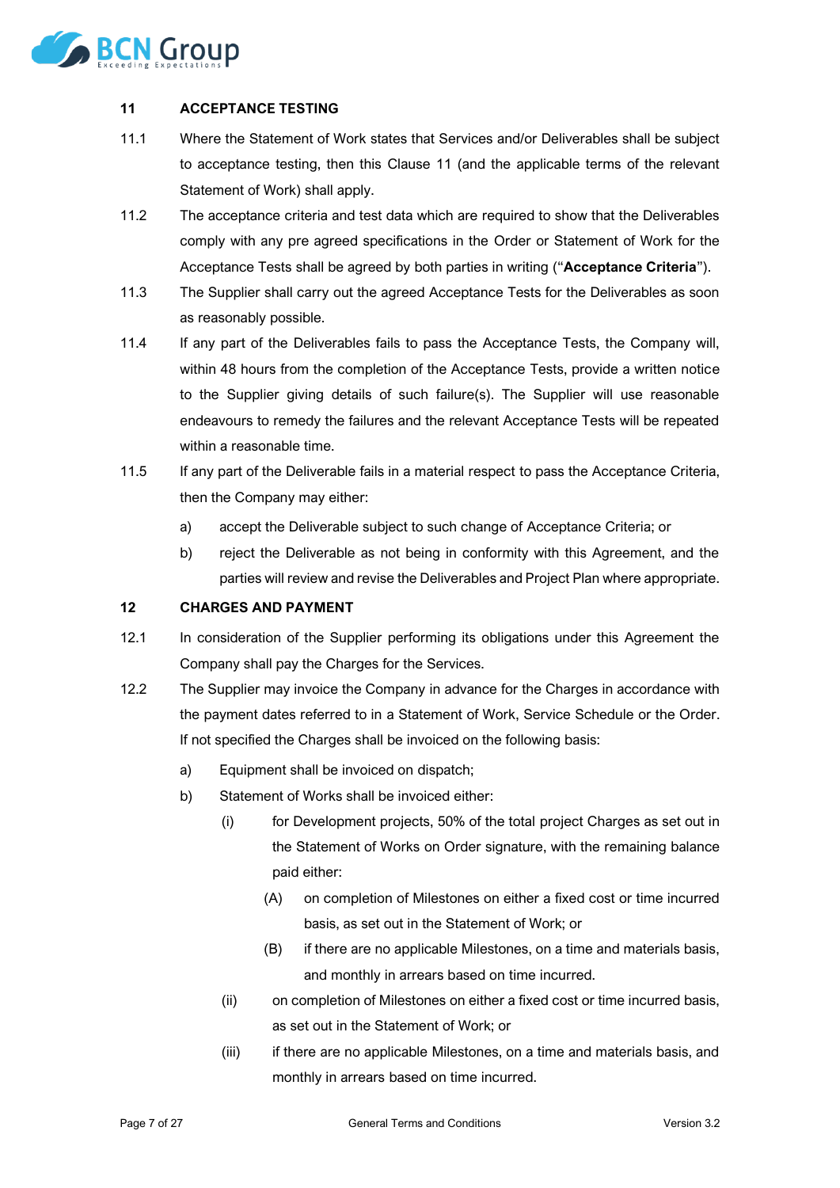## 11 ACCEPTANCE TESTING

11.1 Where the Statement of Work states that Services and/or Deliverables shall be subject to acceptance testing, then this Clause 11 (and the applicable terms of the relevant Statement of Work) shall apply.

11.2 The acceptance criteria and test data which are required to show that the Deliverables comply with any pre agreed specifications in the Order or Statement of Work for the Acceptance Tests shall be agreed by both parties in writing ("**Acceptance Criteria**").

11.3 The Supplier shall carry out the agreed Acceptance Tests for the Deliverables as soon as reasonably possible.

11.4 If any part of the Deliverables fails to pass the Acceptance Tests, the Company will, within 48 hours from the completion of the Acceptance Tests, provide a written notice to the Supplier giving details of such failure(s). The Supplier will use reasonable endeavours to remedy the failures and the relevant Acceptance Tests will be repeated within a reasonable time.

11.5 If any part of the Deliverable fails in a material respect to pass the Acceptance Criteria, then the Company may either:

- a) accept the Deliverable subject to such change of Acceptance Criteria; or
- b) reject the Deliverable as not being in conformity with this Agreement, and the parties will review and revise the Deliverables and Project Plan where appropriate.

## 12 CHARGES AND PAYMENT

12.1 In consideration of the Supplier performing its obligations under this Agreement the Company shall pay the Charges for the Services.

12.2 The Supplier may invoice the Company in advance for the Charges in accordance with the payment dates referred to in a Statement of Work, Service Schedule or the Order. If not specified the Charges shall be invoiced on the following basis:

- a) Equipment shall be invoiced on dispatch;
- b) Statement of Works shall be invoiced either:
  - (i) for Development projects, 50% of the total project Charges as set out in the Statement of Works on Order signature, with the remaining balance paid either:
    - (A) on completion of Milestones on either a fixed cost or time incurred basis, as set out in the Statement of Work; or
    - (B) if there are no applicable Milestones, on a time and materials basis, and monthly in arrears based on time incurred.
  - (ii) on completion of Milestones on either a fixed cost or time incurred basis, as set out in the Statement of Work; or
  - (iii) if there are no applicable Milestones, on a time and materials basis, and monthly in arrears based on time incurred.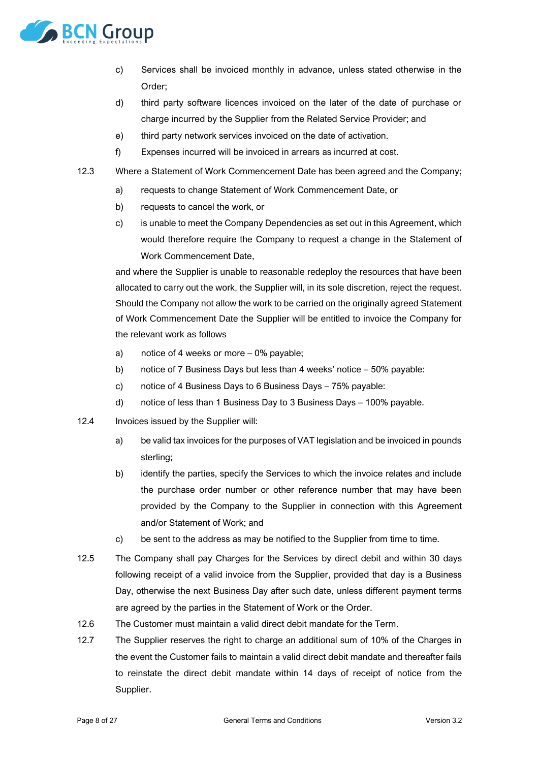c) Services shall be invoiced monthly in advance, unless stated otherwise in the Order;

d) third party software licences invoiced on the later of the date of purchase or charge incurred by the Supplier from the Related Service Provider; and

e) third party network services invoiced on the date of activation.

f) Expenses incurred will be invoiced in arrears as incurred at cost.

12.3 Where a Statement of Work Commencement Date has been agreed and the Company;

a) requests to change Statement of Work Commencement Date, or

b) requests to cancel the work, or

c) is unable to meet the Company Dependencies as set out in this Agreement, which would therefore require the Company to request a change in the Statement of Work Commencement Date,

and where the Supplier is unable to reasonable redeploy the resources that have been allocated to carry out the work, the Supplier will, in its sole discretion, reject the request. Should the Company not allow the work to be carried on the originally agreed Statement of Work Commencement Date the Supplier will be entitled to invoice the Company for the relevant work as follows

a) notice of 4 weeks or more – 0% payable;

b) notice of 7 Business Days but less than 4 weeks' notice – 50% payable:

c) notice of 4 Business Days to 6 Business Days – 75% payable:

d) notice of less than 1 Business Day to 3 Business Days – 100% payable.

12.4 Invoices issued by the Supplier will:

a) be valid tax invoices for the purposes of VAT legislation and be invoiced in pounds sterling;

b) identify the parties, specify the Services to which the invoice relates and include the purchase order number or other reference number that may have been provided by the Company to the Supplier in connection with this Agreement and/or Statement of Work; and

c) be sent to the address as may be notified to the Supplier from time to time.

12.5 The Company shall pay Charges for the Services by direct debit and within 30 days following receipt of a valid invoice from the Supplier, provided that day is a Business Day, otherwise the next Business Day after such date, unless different payment terms are agreed by the parties in the Statement of Work or the Order.

12.6 The Customer must maintain a valid direct debit mandate for the Term.

12.7 The Supplier reserves the right to charge an additional sum of 10% of the Charges in the event the Customer fails to maintain a valid direct debit mandate and thereafter fails to reinstate the direct debit mandate within 14 days of receipt of notice from the Supplier.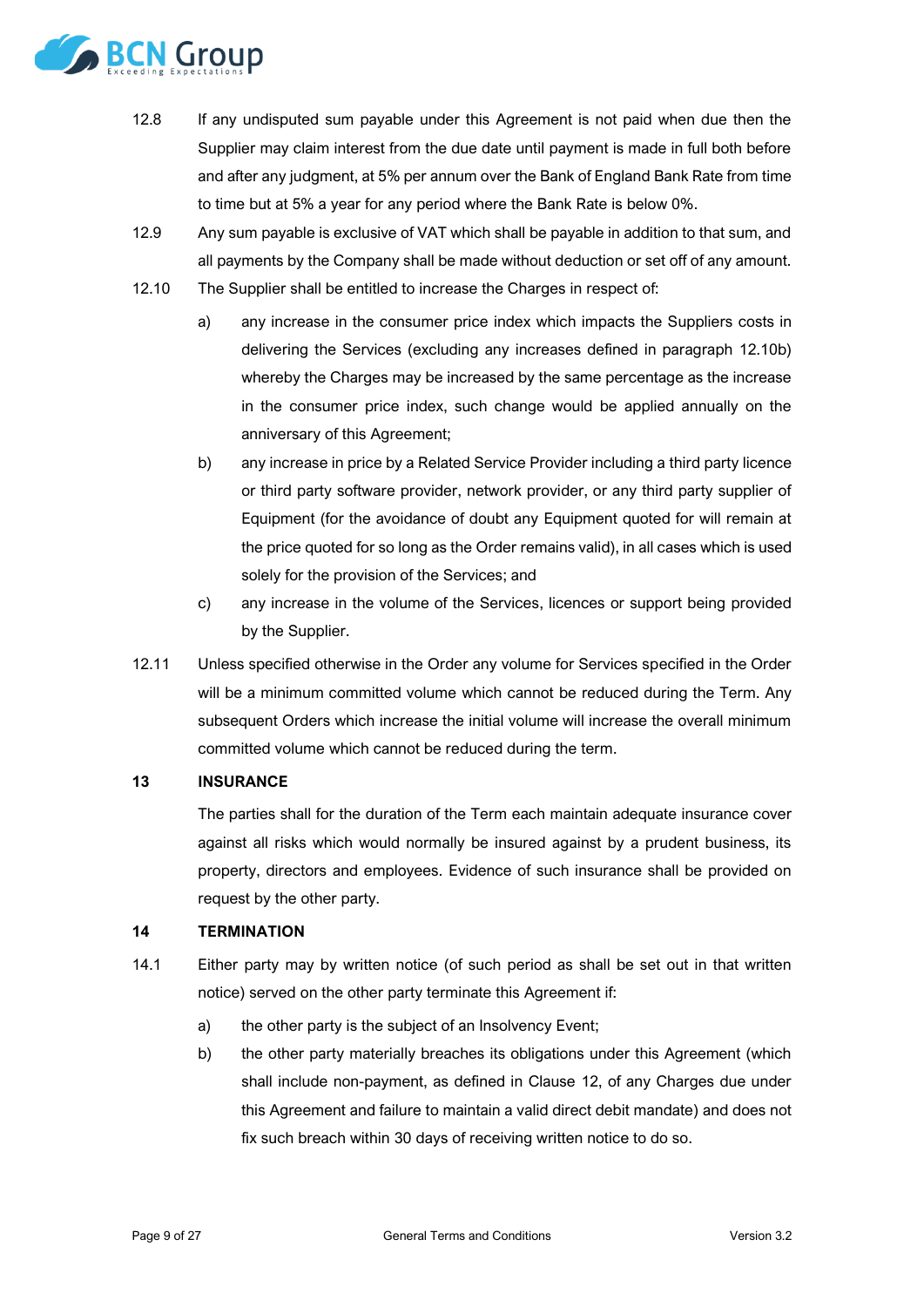12.8 If any undisputed sum payable under this Agreement is not paid when due then the Supplier may claim interest from the due date until payment is made in full both before and after any judgment, at 5% per annum over the Bank of England Bank Rate from time to time but at 5% a year for any period where the Bank Rate is below 0%.

12.9 Any sum payable is exclusive of VAT which shall be payable in addition to that sum, and all payments by the Company shall be made without deduction or set off of any amount.

12.10 The Supplier shall be entitled to increase the Charges in respect of:

a) any increase in the consumer price index which impacts the Suppliers costs in delivering the Services (excluding any increases defined in paragraph 12.10b) whereby the Charges may be increased by the same percentage as the increase in the consumer price index, such change would be applied annually on the anniversary of this Agreement;

b) any increase in price by a Related Service Provider including a third party licence or third party software provider, network provider, or any third party supplier of Equipment (for the avoidance of doubt any Equipment quoted for will remain at the price quoted for so long as the Order remains valid), in all cases which is used solely for the provision of the Services; and

c) any increase in the volume of the Services, licences or support being provided by the Supplier.

12.11 Unless specified otherwise in the Order any volume for Services specified in the Order will be a minimum committed volume which cannot be reduced during the Term. Any subsequent Orders which increase the initial volume will increase the overall minimum committed volume which cannot be reduced during the term.

## 13 INSURANCE

The parties shall for the duration of the Term each maintain adequate insurance cover against all risks which would normally be insured against by a prudent business, its property, directors and employees. Evidence of such insurance shall be provided on request by the other party.

## 14 TERMINATION

14.1 Either party may by written notice (of such period as shall be set out in that written notice) served on the other party terminate this Agreement if:

a) the other party is the subject of an Insolvency Event;

b) the other party materially breaches its obligations under this Agreement (which shall include non-payment, as defined in Clause 12, of any Charges due under this Agreement and failure to maintain a valid direct debit mandate) and does not fix such breach within 30 days of receiving written notice to do so.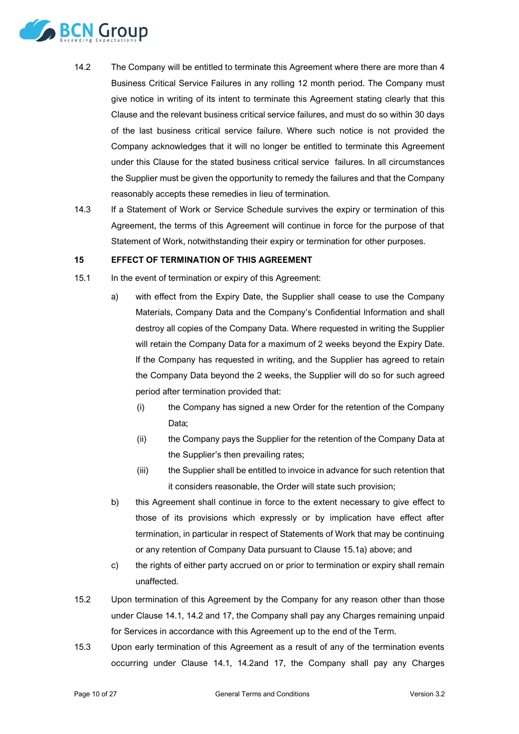14.2 The Company will be entitled to terminate this Agreement where there are more than 4 Business Critical Service Failures in any rolling 12 month period. The Company must give notice in writing of its intent to terminate this Agreement stating clearly that this Clause and the relevant business critical service failures, and must do so within 30 days of the last business critical service failure. Where such notice is not provided the Company acknowledges that it will no longer be entitled to terminate this Agreement under this Clause for the stated business critical service failures. In all circumstances the Supplier must be given the opportunity to remedy the failures and that the Company reasonably accepts these remedies in lieu of termination.

14.3 If a Statement of Work or Service Schedule survives the expiry or termination of this Agreement, the terms of this Agreement will continue in force for the purpose of that Statement of Work, notwithstanding their expiry or termination for other purposes.

**15 EFFECT OF TERMINATION OF THIS AGREEMENT**

15.1 In the event of termination or expiry of this Agreement:

a) with effect from the Expiry Date, the Supplier shall cease to use the Company Materials, Company Data and the Company's Confidential Information and shall destroy all copies of the Company Data. Where requested in writing the Supplier will retain the Company Data for a maximum of 2 weeks beyond the Expiry Date. If the Company has requested in writing, and the Supplier has agreed to retain the Company Data beyond the 2 weeks, the Supplier will do so for such agreed period after termination provided that:

   (i) the Company has signed a new Order for the retention of the Company Data;

   (ii) the Company pays the Supplier for the retention of the Company Data at the Supplier's then prevailing rates;

   (iii) the Supplier shall be entitled to invoice in advance for such retention that it considers reasonable, the Order will state such provision;

b) this Agreement shall continue in force to the extent necessary to give effect to those of its provisions which expressly or by implication have effect after termination, in particular in respect of Statements of Work that may be continuing or any retention of Company Data pursuant to Clause 15.1a) above; and

c) the rights of either party accrued on or prior to termination or expiry shall remain unaffected.

15.2 Upon termination of this Agreement by the Company for any reason other than those under Clause 14.1, 14.2 and 17, the Company shall pay any Charges remaining unpaid for Services in accordance with this Agreement up to the end of the Term.

15.3 Upon early termination of this Agreement as a result of any of the termination events occurring under Clause 14.1, 14.2and 17, the Company shall pay any Charges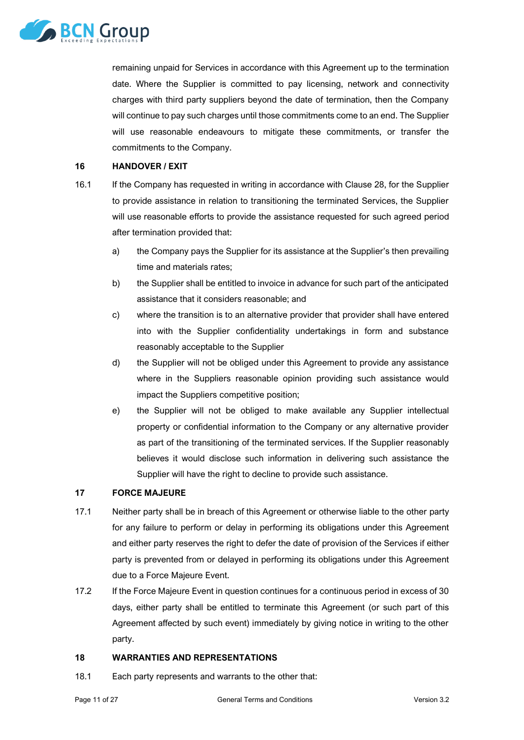remaining unpaid for Services in accordance with this Agreement up to the termination date. Where the Supplier is committed to pay licensing, network and connectivity charges with third party suppliers beyond the date of termination, then the Company will continue to pay such charges until those commitments come to an end. The Supplier will use reasonable endeavours to mitigate these commitments, or transfer the commitments to the Company.

## 16 HANDOVER / EXIT

16.1 If the Company has requested in writing in accordance with Clause 28, for the Supplier to provide assistance in relation to transitioning the terminated Services, the Supplier will use reasonable efforts to provide the assistance requested for such agreed period after termination provided that:

a) the Company pays the Supplier for its assistance at the Supplier's then prevailing time and materials rates;

b) the Supplier shall be entitled to invoice in advance for such part of the anticipated assistance that it considers reasonable; and

c) where the transition is to an alternative provider that provider shall have entered into with the Supplier confidentiality undertakings in form and substance reasonably acceptable to the Supplier

d) the Supplier will not be obliged under this Agreement to provide any assistance where in the Suppliers reasonable opinion providing such assistance would impact the Suppliers competitive position;

e) the Supplier will not be obliged to make available any Supplier intellectual property or confidential information to the Company or any alternative provider as part of the transitioning of the terminated services. If the Supplier reasonably believes it would disclose such information in delivering such assistance the Supplier will have the right to decline to provide such assistance.

## 17 FORCE MAJEURE

17.1 Neither party shall be in breach of this Agreement or otherwise liable to the other party for any failure to perform or delay in performing its obligations under this Agreement and either party reserves the right to defer the date of provision of the Services if either party is prevented from or delayed in performing its obligations under this Agreement due to a Force Majeure Event.

17.2 If the Force Majeure Event in question continues for a continuous period in excess of 30 days, either party shall be entitled to terminate this Agreement (or such part of this Agreement affected by such event) immediately by giving notice in writing to the other party.

## 18 WARRANTIES AND REPRESENTATIONS

18.1 Each party represents and warrants to the other that: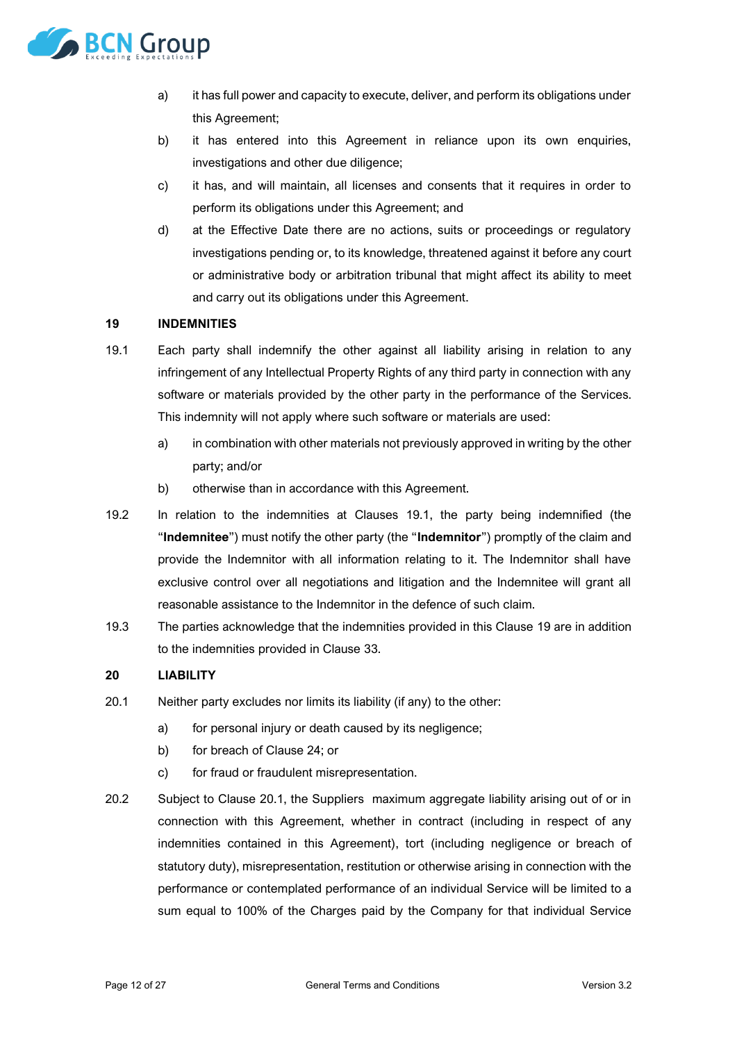a) it has full power and capacity to execute, deliver, and perform its obligations under this Agreement;

b) it has entered into this Agreement in reliance upon its own enquiries, investigations and other due diligence;

c) it has, and will maintain, all licenses and consents that it requires in order to perform its obligations under this Agreement; and

d) at the Effective Date there are no actions, suits or proceedings or regulatory investigations pending or, to its knowledge, threatened against it before any court or administrative body or arbitration tribunal that might affect its ability to meet and carry out its obligations under this Agreement.

**19 INDEMNITIES**

19.1 Each party shall indemnify the other against all liability arising in relation to any infringement of any Intellectual Property Rights of any third party in connection with any software or materials provided by the other party in the performance of the Services. This indemnity will not apply where such software or materials are used:

a) in combination with other materials not previously approved in writing by the other party; and/or

b) otherwise than in accordance with this Agreement.

19.2 In relation to the indemnities at Clauses 19.1, the party being indemnified (the "**Indemnitee**") must notify the other party (the "**Indemnitor**") promptly of the claim and provide the Indemnitor with all information relating to it. The Indemnitor shall have exclusive control over all negotiations and litigation and the Indemnitee will grant all reasonable assistance to the Indemnitor in the defence of such claim.

19.3 The parties acknowledge that the indemnities provided in this Clause 19 are in addition to the indemnities provided in Clause 33.

**20 LIABILITY**

20.1 Neither party excludes nor limits its liability (if any) to the other:

a) for personal injury or death caused by its negligence;

b) for breach of Clause 24; or

c) for fraud or fraudulent misrepresentation.

20.2 Subject to Clause 20.1, the Suppliers maximum aggregate liability arising out of or in connection with this Agreement, whether in contract (including in respect of any indemnities contained in this Agreement), tort (including negligence or breach of statutory duty), misrepresentation, restitution or otherwise arising in connection with the performance or contemplated performance of an individual Service will be limited to a sum equal to 100% of the Charges paid by the Company for that individual Service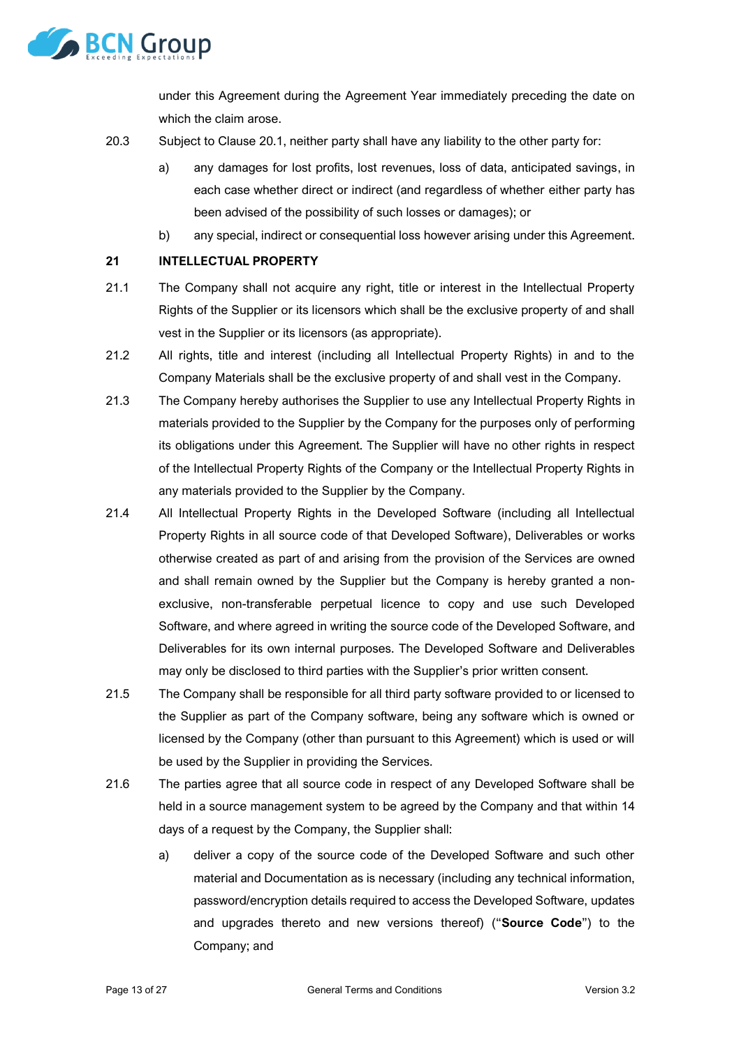under this Agreement during the Agreement Year immediately preceding the date on which the claim arose.

20.3 Subject to Clause 20.1, neither party shall have any liability to the other party for:

a) any damages for lost profits, lost revenues, loss of data, anticipated savings, in each case whether direct or indirect (and regardless of whether either party has been advised of the possibility of such losses or damages); or

b) any special, indirect or consequential loss however arising under this Agreement.

**21 INTELLECTUAL PROPERTY**

21.1 The Company shall not acquire any right, title or interest in the Intellectual Property Rights of the Supplier or its licensors which shall be the exclusive property of and shall vest in the Supplier or its licensors (as appropriate).

21.2 All rights, title and interest (including all Intellectual Property Rights) in and to the Company Materials shall be the exclusive property of and shall vest in the Company.

21.3 The Company hereby authorises the Supplier to use any Intellectual Property Rights in materials provided to the Supplier by the Company for the purposes only of performing its obligations under this Agreement. The Supplier will have no other rights in respect of the Intellectual Property Rights of the Company or the Intellectual Property Rights in any materials provided to the Supplier by the Company.

21.4 All Intellectual Property Rights in the Developed Software (including all Intellectual Property Rights in all source code of that Developed Software), Deliverables or works otherwise created as part of and arising from the provision of the Services are owned and shall remain owned by the Supplier but the Company is hereby granted a non-exclusive, non-transferable perpetual licence to copy and use such Developed Software, and where agreed in writing the source code of the Developed Software, and Deliverables for its own internal purposes. The Developed Software and Deliverables may only be disclosed to third parties with the Supplier's prior written consent.

21.5 The Company shall be responsible for all third party software provided to or licensed to the Supplier as part of the Company software, being any software which is owned or licensed by the Company (other than pursuant to this Agreement) which is used or will be used by the Supplier in providing the Services.

21.6 The parties agree that all source code in respect of any Developed Software shall be held in a source management system to be agreed by the Company and that within 14 days of a request by the Company, the Supplier shall:

a) deliver a copy of the source code of the Developed Software and such other material and Documentation as is necessary (including any technical information, password/encryption details required to access the Developed Software, updates and upgrades thereto and new versions thereof) ("**Source Code**") to the Company; and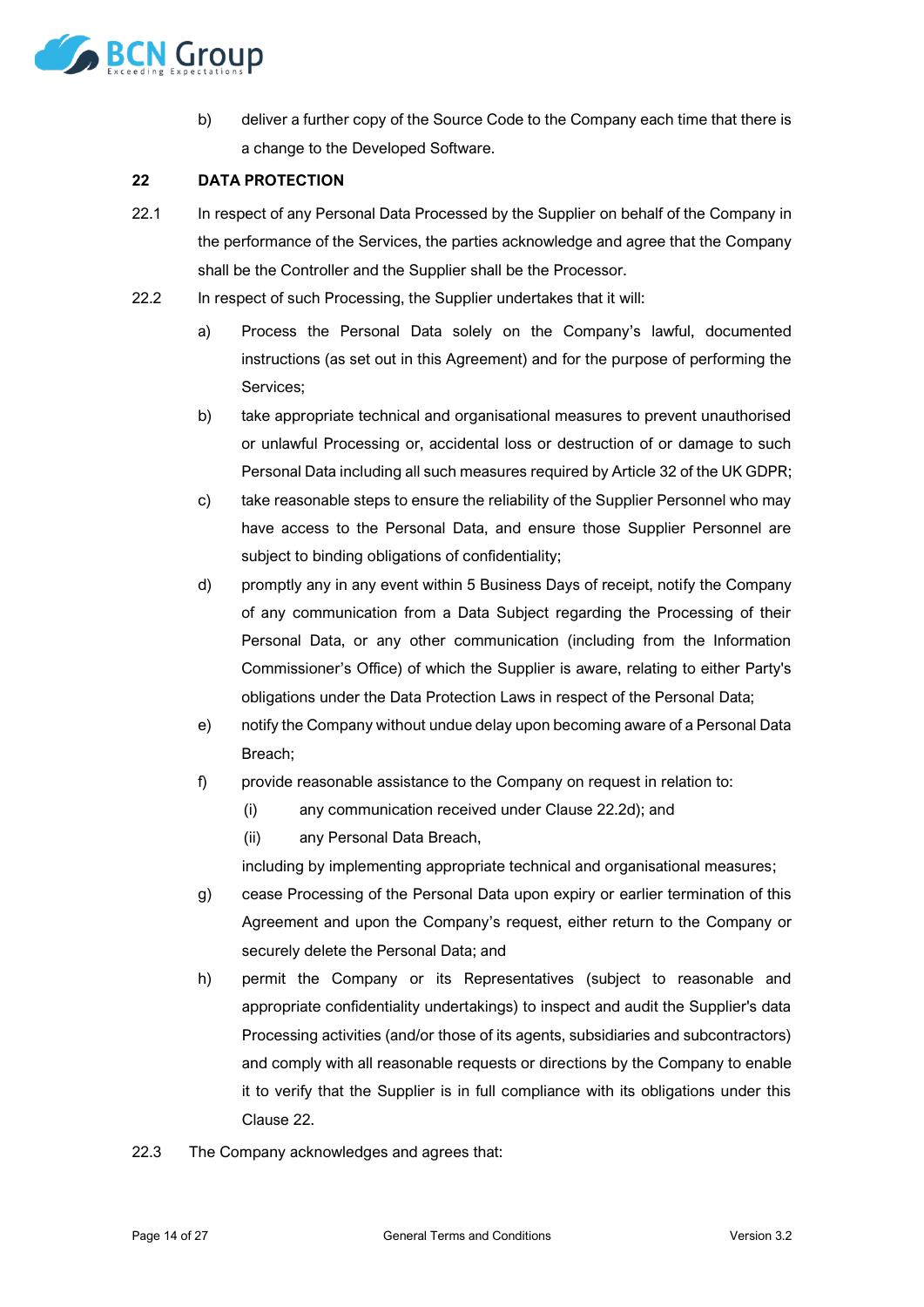b) deliver a further copy of the Source Code to the Company each time that there is a change to the Developed Software.

## 22 DATA PROTECTION

22.1 In respect of any Personal Data Processed by the Supplier on behalf of the Company in the performance of the Services, the parties acknowledge and agree that the Company shall be the Controller and the Supplier shall be the Processor.

22.2 In respect of such Processing, the Supplier undertakes that it will:

a) Process the Personal Data solely on the Company's lawful, documented instructions (as set out in this Agreement) and for the purpose of performing the Services;

b) take appropriate technical and organisational measures to prevent unauthorised or unlawful Processing or, accidental loss or destruction of or damage to such Personal Data including all such measures required by Article 32 of the UK GDPR;

c) take reasonable steps to ensure the reliability of the Supplier Personnel who may have access to the Personal Data, and ensure those Supplier Personnel are subject to binding obligations of confidentiality;

d) promptly any in any event within 5 Business Days of receipt, notify the Company of any communication from a Data Subject regarding the Processing of their Personal Data, or any other communication (including from the Information Commissioner's Office) of which the Supplier is aware, relating to either Party's obligations under the Data Protection Laws in respect of the Personal Data;

e) notify the Company without undue delay upon becoming aware of a Personal Data Breach;

f) provide reasonable assistance to the Company on request in relation to:

   (i) any communication received under Clause 22.2d); and

   (ii) any Personal Data Breach,

   including by implementing appropriate technical and organisational measures;

g) cease Processing of the Personal Data upon expiry or earlier termination of this Agreement and upon the Company's request, either return to the Company or securely delete the Personal Data; and

h) permit the Company or its Representatives (subject to reasonable and appropriate confidentiality undertakings) to inspect and audit the Supplier's data Processing activities (and/or those of its agents, subsidiaries and subcontractors) and comply with all reasonable requests or directions by the Company to enable it to verify that the Supplier is in full compliance with its obligations under this Clause 22.

22.3 The Company acknowledges and agrees that: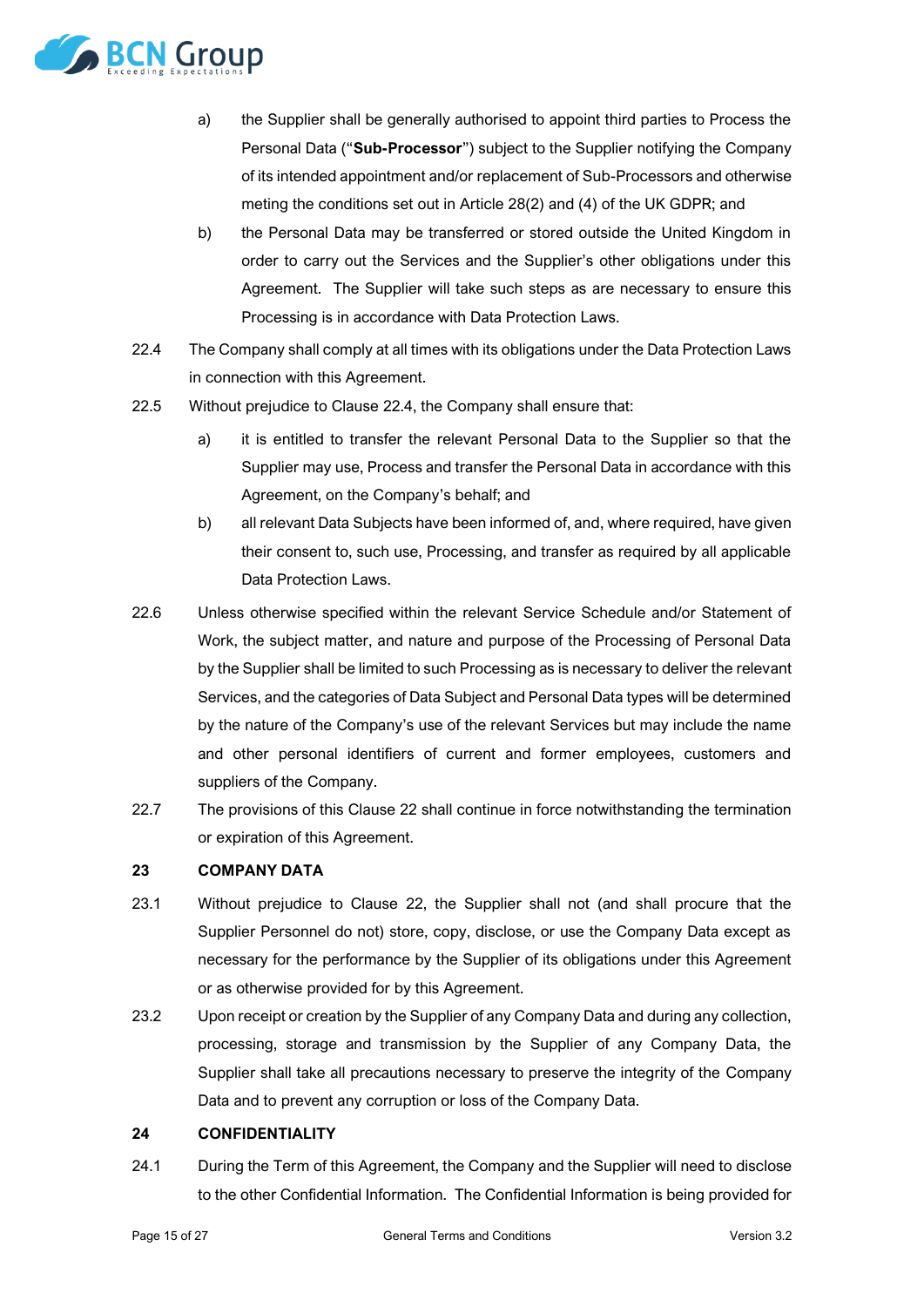a) the Supplier shall be generally authorised to appoint third parties to Process the Personal Data ("**Sub-Processor**") subject to the Supplier notifying the Company of its intended appointment and/or replacement of Sub-Processors and otherwise meting the conditions set out in Article 28(2) and (4) of the UK GDPR; and

b) the Personal Data may be transferred or stored outside the United Kingdom in order to carry out the Services and the Supplier's other obligations under this Agreement. The Supplier will take such steps as are necessary to ensure this Processing is in accordance with Data Protection Laws.

22.4 The Company shall comply at all times with its obligations under the Data Protection Laws in connection with this Agreement.

22.5 Without prejudice to Clause 22.4, the Company shall ensure that:

a) it is entitled to transfer the relevant Personal Data to the Supplier so that the Supplier may use, Process and transfer the Personal Data in accordance with this Agreement, on the Company's behalf; and

b) all relevant Data Subjects have been informed of, and, where required, have given their consent to, such use, Processing, and transfer as required by all applicable Data Protection Laws.

22.6 Unless otherwise specified within the relevant Service Schedule and/or Statement of Work, the subject matter, and nature and purpose of the Processing of Personal Data by the Supplier shall be limited to such Processing as is necessary to deliver the relevant Services, and the categories of Data Subject and Personal Data types will be determined by the nature of the Company's use of the relevant Services but may include the name and other personal identifiers of current and former employees, customers and suppliers of the Company.

22.7 The provisions of this Clause 22 shall continue in force notwithstanding the termination or expiration of this Agreement.

## 23 COMPANY DATA

23.1 Without prejudice to Clause 22, the Supplier shall not (and shall procure that the Supplier Personnel do not) store, copy, disclose, or use the Company Data except as necessary for the performance by the Supplier of its obligations under this Agreement or as otherwise provided for by this Agreement.

23.2 Upon receipt or creation by the Supplier of any Company Data and during any collection, processing, storage and transmission by the Supplier of any Company Data, the Supplier shall take all precautions necessary to preserve the integrity of the Company Data and to prevent any corruption or loss of the Company Data.

## 24 CONFIDENTIALITY

24.1 During the Term of this Agreement, the Company and the Supplier will need to disclose to the other Confidential Information. The Confidential Information is being provided for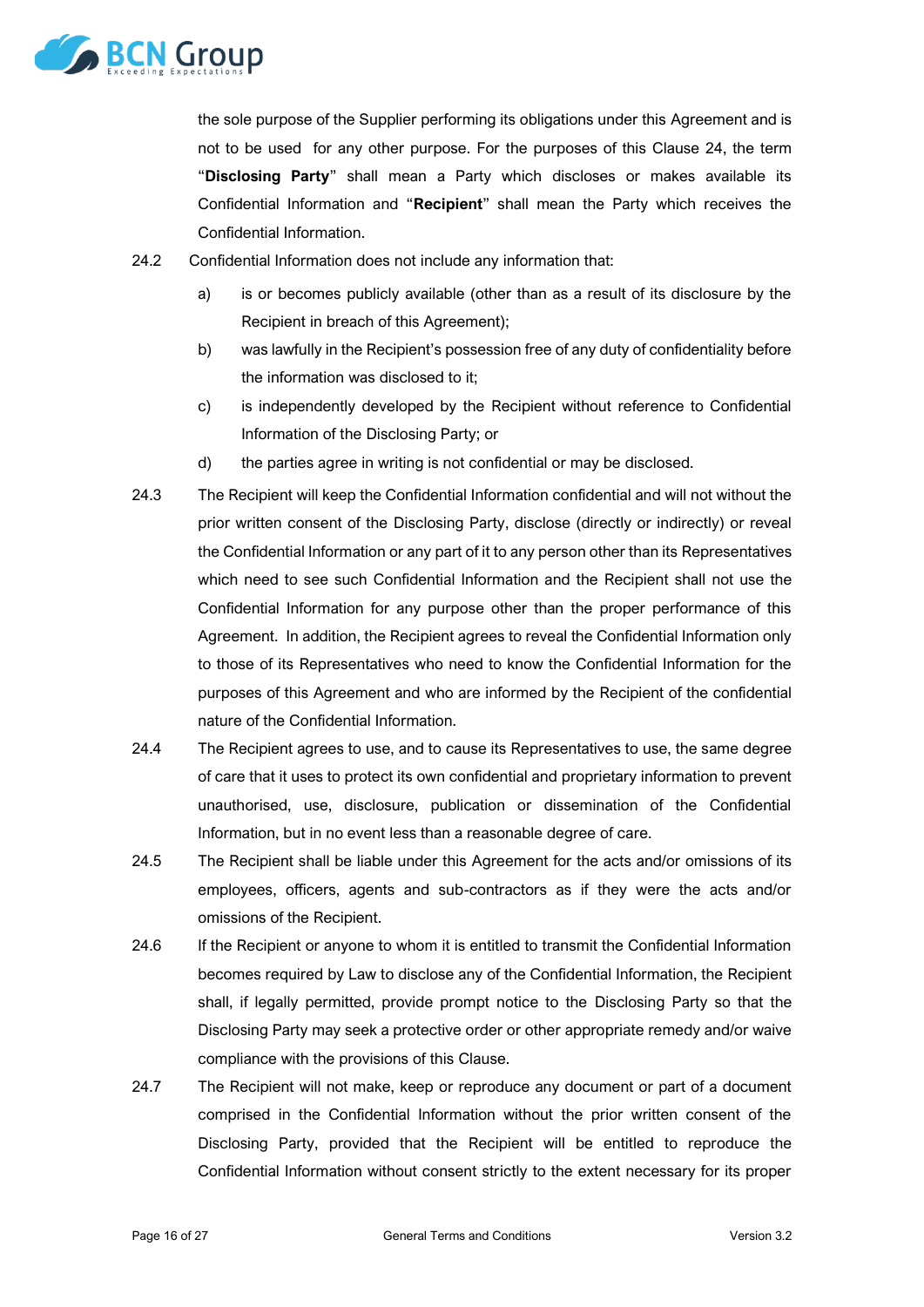the sole purpose of the Supplier performing its obligations under this Agreement and is not to be used for any other purpose. For the purposes of this Clause 24, the term "**Disclosing Party**" shall mean a Party which discloses or makes available its Confidential Information and "**Recipient**" shall mean the Party which receives the Confidential Information.

24.2 Confidential Information does not include any information that:

a) is or becomes publicly available (other than as a result of its disclosure by the Recipient in breach of this Agreement);

b) was lawfully in the Recipient's possession free of any duty of confidentiality before the information was disclosed to it;

c) is independently developed by the Recipient without reference to Confidential Information of the Disclosing Party; or

d) the parties agree in writing is not confidential or may be disclosed.

24.3 The Recipient will keep the Confidential Information confidential and will not without the prior written consent of the Disclosing Party, disclose (directly or indirectly) or reveal the Confidential Information or any part of it to any person other than its Representatives which need to see such Confidential Information and the Recipient shall not use the Confidential Information for any purpose other than the proper performance of this Agreement. In addition, the Recipient agrees to reveal the Confidential Information only to those of its Representatives who need to know the Confidential Information for the purposes of this Agreement and who are informed by the Recipient of the confidential nature of the Confidential Information.

24.4 The Recipient agrees to use, and to cause its Representatives to use, the same degree of care that it uses to protect its own confidential and proprietary information to prevent unauthorised, use, disclosure, publication or dissemination of the Confidential Information, but in no event less than a reasonable degree of care.

24.5 The Recipient shall be liable under this Agreement for the acts and/or omissions of its employees, officers, agents and sub-contractors as if they were the acts and/or omissions of the Recipient.

24.6 If the Recipient or anyone to whom it is entitled to transmit the Confidential Information becomes required by Law to disclose any of the Confidential Information, the Recipient shall, if legally permitted, provide prompt notice to the Disclosing Party so that the Disclosing Party may seek a protective order or other appropriate remedy and/or waive compliance with the provisions of this Clause.

24.7 The Recipient will not make, keep or reproduce any document or part of a document comprised in the Confidential Information without the prior written consent of the Disclosing Party, provided that the Recipient will be entitled to reproduce the Confidential Information without consent strictly to the extent necessary for its proper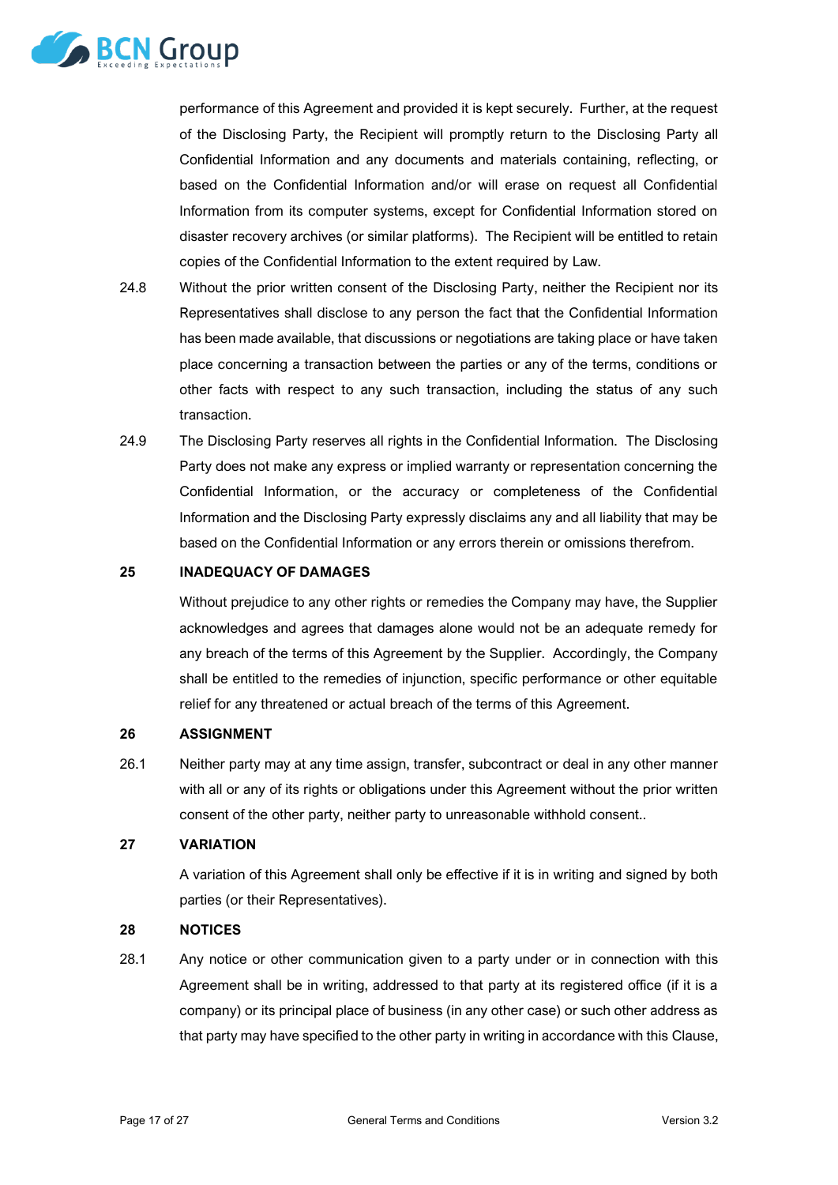performance of this Agreement and provided it is kept securely. Further, at the request of the Disclosing Party, the Recipient will promptly return to the Disclosing Party all Confidential Information and any documents and materials containing, reflecting, or based on the Confidential Information and/or will erase on request all Confidential Information from its computer systems, except for Confidential Information stored on disaster recovery archives (or similar platforms). The Recipient will be entitled to retain copies of the Confidential Information to the extent required by Law.

24.8 Without the prior written consent of the Disclosing Party, neither the Recipient nor its Representatives shall disclose to any person the fact that the Confidential Information has been made available, that discussions or negotiations are taking place or have taken place concerning a transaction between the parties or any of the terms, conditions or other facts with respect to any such transaction, including the status of any such transaction.

24.9 The Disclosing Party reserves all rights in the Confidential Information. The Disclosing Party does not make any express or implied warranty or representation concerning the Confidential Information, or the accuracy or completeness of the Confidential Information and the Disclosing Party expressly disclaims any and all liability that may be based on the Confidential Information or any errors therein or omissions therefrom.

## 25 INADEQUACY OF DAMAGES

Without prejudice to any other rights or remedies the Company may have, the Supplier acknowledges and agrees that damages alone would not be an adequate remedy for any breach of the terms of this Agreement by the Supplier. Accordingly, the Company shall be entitled to the remedies of injunction, specific performance or other equitable relief for any threatened or actual breach of the terms of this Agreement.

## 26 ASSIGNMENT

26.1 Neither party may at any time assign, transfer, subcontract or deal in any other manner with all or any of its rights or obligations under this Agreement without the prior written consent of the other party, neither party to unreasonable withhold consent..

## 27 VARIATION

A variation of this Agreement shall only be effective if it is in writing and signed by both parties (or their Representatives).

## 28 NOTICES

28.1 Any notice or other communication given to a party under or in connection with this Agreement shall be in writing, addressed to that party at its registered office (if it is a company) or its principal place of business (in any other case) or such other address as that party may have specified to the other party in writing in accordance with this Clause,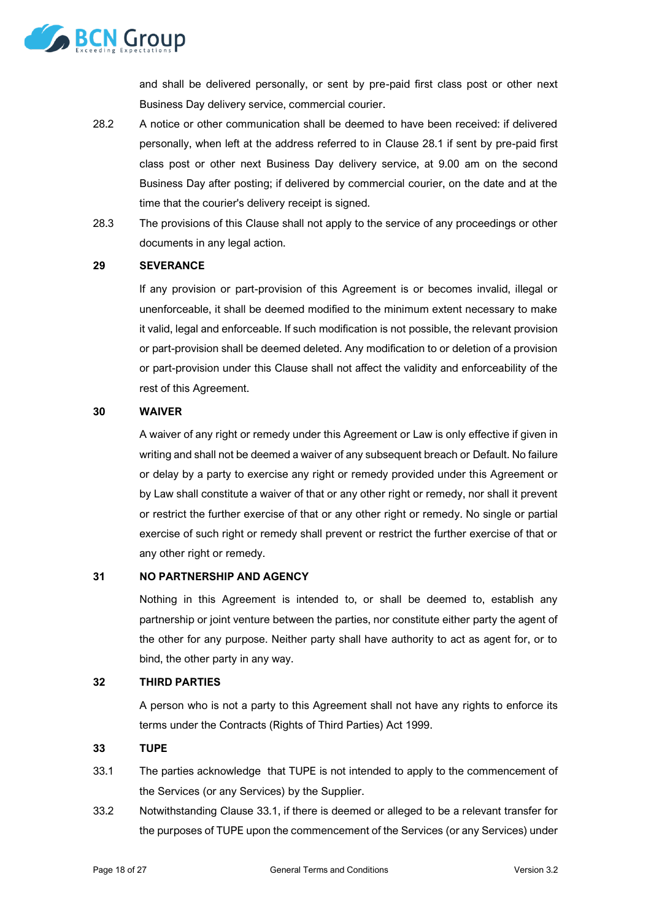and shall be delivered personally, or sent by pre-paid first class post or other next Business Day delivery service, commercial courier.

28.2 A notice or other communication shall be deemed to have been received: if delivered personally, when left at the address referred to in Clause 28.1 if sent by pre-paid first class post or other next Business Day delivery service, at 9.00 am on the second Business Day after posting; if delivered by commercial courier, on the date and at the time that the courier's delivery receipt is signed.

28.3 The provisions of this Clause shall not apply to the service of any proceedings or other documents in any legal action.

**29 SEVERANCE**

If any provision or part-provision of this Agreement is or becomes invalid, illegal or unenforceable, it shall be deemed modified to the minimum extent necessary to make it valid, legal and enforceable. If such modification is not possible, the relevant provision or part-provision shall be deemed deleted. Any modification to or deletion of a provision or part-provision under this Clause shall not affect the validity and enforceability of the rest of this Agreement.

**30 WAIVER**

A waiver of any right or remedy under this Agreement or Law is only effective if given in writing and shall not be deemed a waiver of any subsequent breach or Default. No failure or delay by a party to exercise any right or remedy provided under this Agreement or by Law shall constitute a waiver of that or any other right or remedy, nor shall it prevent or restrict the further exercise of that or any other right or remedy. No single or partial exercise of such right or remedy shall prevent or restrict the further exercise of that or any other right or remedy.

**31 NO PARTNERSHIP AND AGENCY**

Nothing in this Agreement is intended to, or shall be deemed to, establish any partnership or joint venture between the parties, nor constitute either party the agent of the other for any purpose. Neither party shall have authority to act as agent for, or to bind, the other party in any way.

**32 THIRD PARTIES**

A person who is not a party to this Agreement shall not have any rights to enforce its terms under the Contracts (Rights of Third Parties) Act 1999.

**33 TUPE**

33.1 The parties acknowledge that TUPE is not intended to apply to the commencement of the Services (or any Services) by the Supplier.

33.2 Notwithstanding Clause 33.1, if there is deemed or alleged to be a relevant transfer for the purposes of TUPE upon the commencement of the Services (or any Services) under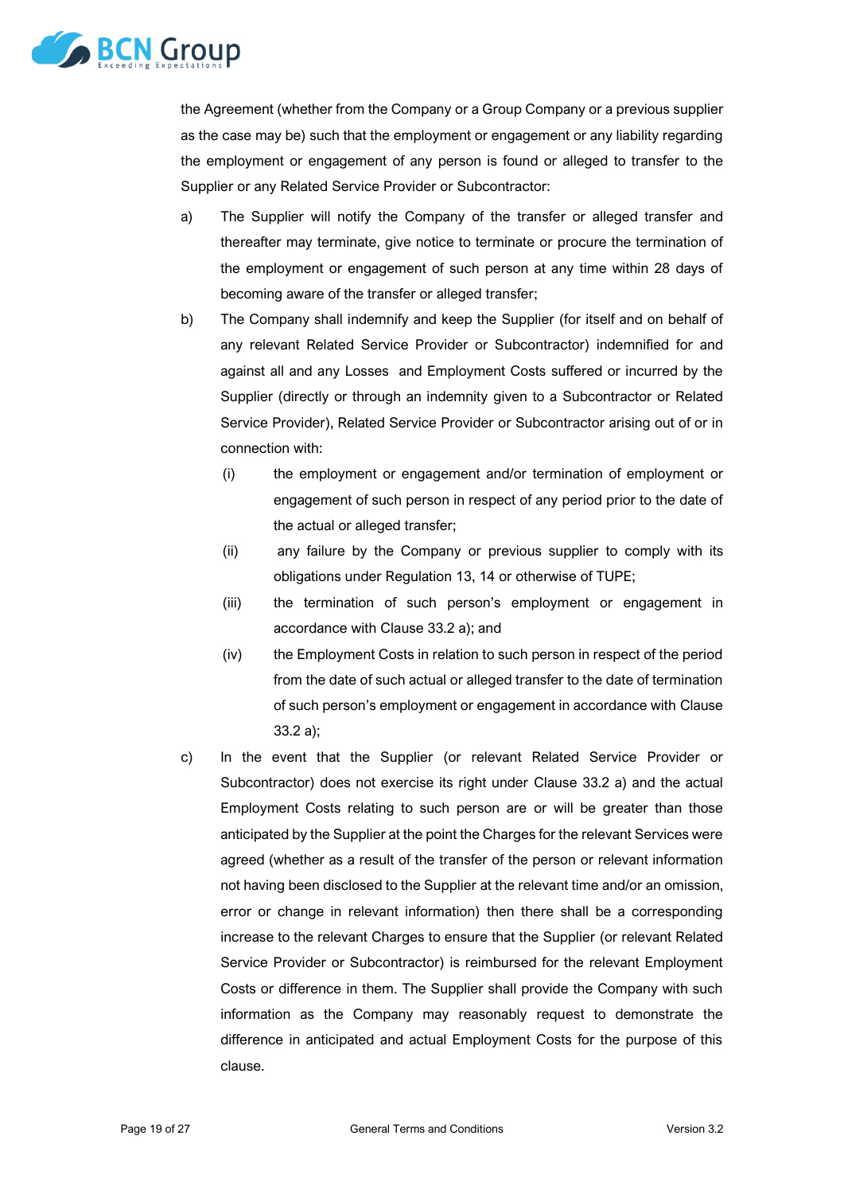the Agreement (whether from the Company or a Group Company or a previous supplier as the case may be) such that the employment or engagement or any liability regarding the employment or engagement of any person is found or alleged to transfer to the Supplier or any Related Service Provider or Subcontractor:

a) The Supplier will notify the Company of the transfer or alleged transfer and thereafter may terminate, give notice to terminate or procure the termination of the employment or engagement of such person at any time within 28 days of becoming aware of the transfer or alleged transfer;

b) The Company shall indemnify and keep the Supplier (for itself and on behalf of any relevant Related Service Provider or Subcontractor) indemnified for and against all and any Losses and Employment Costs suffered or incurred by the Supplier (directly or through an indemnity given to a Subcontractor or Related Service Provider), Related Service Provider or Subcontractor arising out of or in connection with:

   (i) the employment or engagement and/or termination of employment or engagement of such person in respect of any period prior to the date of the actual or alleged transfer;

   (ii) any failure by the Company or previous supplier to comply with its obligations under Regulation 13, 14 or otherwise of TUPE;

   (iii) the termination of such person's employment or engagement in accordance with Clause 33.2 a); and

   (iv) the Employment Costs in relation to such person in respect of the period from the date of such actual or alleged transfer to the date of termination of such person's employment or engagement in accordance with Clause 33.2 a);

c) In the event that the Supplier (or relevant Related Service Provider or Subcontractor) does not exercise its right under Clause 33.2 a) and the actual Employment Costs relating to such person are or will be greater than those anticipated by the Supplier at the point the Charges for the relevant Services were agreed (whether as a result of the transfer of the person or relevant information not having been disclosed to the Supplier at the relevant time and/or an omission, error or change in relevant information) then there shall be a corresponding increase to the relevant Charges to ensure that the Supplier (or relevant Related Service Provider or Subcontractor) is reimbursed for the relevant Employment Costs or difference in them. The Supplier shall provide the Company with such information as the Company may reasonably request to demonstrate the difference in anticipated and actual Employment Costs for the purpose of this clause.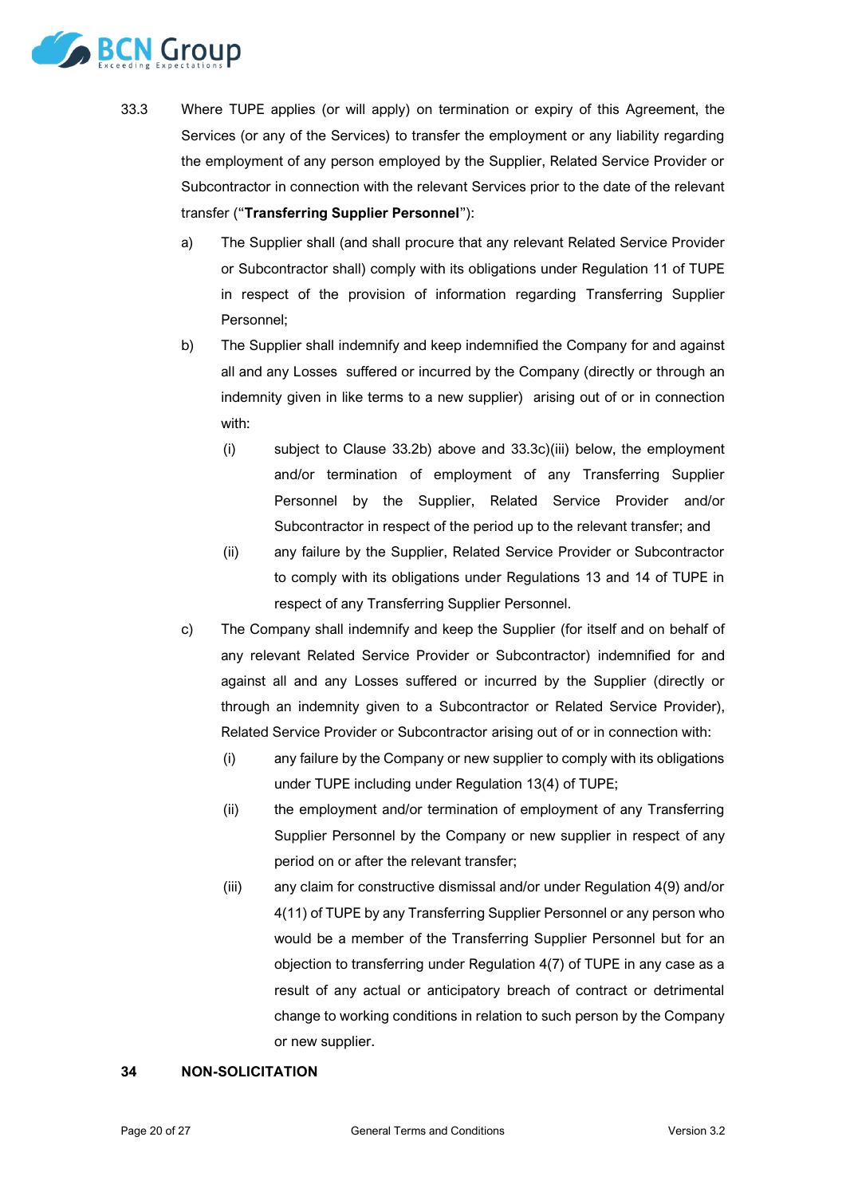33.3 Where TUPE applies (or will apply) on termination or expiry of this Agreement, the Services (or any of the Services) to transfer the employment or any liability regarding the employment of any person employed by the Supplier, Related Service Provider or Subcontractor in connection with the relevant Services prior to the date of the relevant transfer ("**Transferring Supplier Personnel**"):

a) The Supplier shall (and shall procure that any relevant Related Service Provider or Subcontractor shall) comply with its obligations under Regulation 11 of TUPE in respect of the provision of information regarding Transferring Supplier Personnel;

b) The Supplier shall indemnify and keep indemnified the Company for and against all and any Losses suffered or incurred by the Company (directly or through an indemnity given in like terms to a new supplier) arising out of or in connection with:

   (i) subject to Clause 33.2b) above and 33.3c)(iii) below, the employment and/or termination of employment of any Transferring Supplier Personnel by the Supplier, Related Service Provider and/or Subcontractor in respect of the period up to the relevant transfer; and

   (ii) any failure by the Supplier, Related Service Provider or Subcontractor to comply with its obligations under Regulations 13 and 14 of TUPE in respect of any Transferring Supplier Personnel.

c) The Company shall indemnify and keep the Supplier (for itself and on behalf of any relevant Related Service Provider or Subcontractor) indemnified for and against all and any Losses suffered or incurred by the Supplier (directly or through an indemnity given to a Subcontractor or Related Service Provider), Related Service Provider or Subcontractor arising out of or in connection with:

   (i) any failure by the Company or new supplier to comply with its obligations under TUPE including under Regulation 13(4) of TUPE;

   (ii) the employment and/or termination of employment of any Transferring Supplier Personnel by the Company or new supplier in respect of any period on or after the relevant transfer;

   (iii) any claim for constructive dismissal and/or under Regulation 4(9) and/or 4(11) of TUPE by any Transferring Supplier Personnel or any person who would be a member of the Transferring Supplier Personnel but for an objection to transferring under Regulation 4(7) of TUPE in any case as a result of any actual or anticipatory breach of contract or detrimental change to working conditions in relation to such person by the Company or new supplier.

## 34 NON-SOLICITATION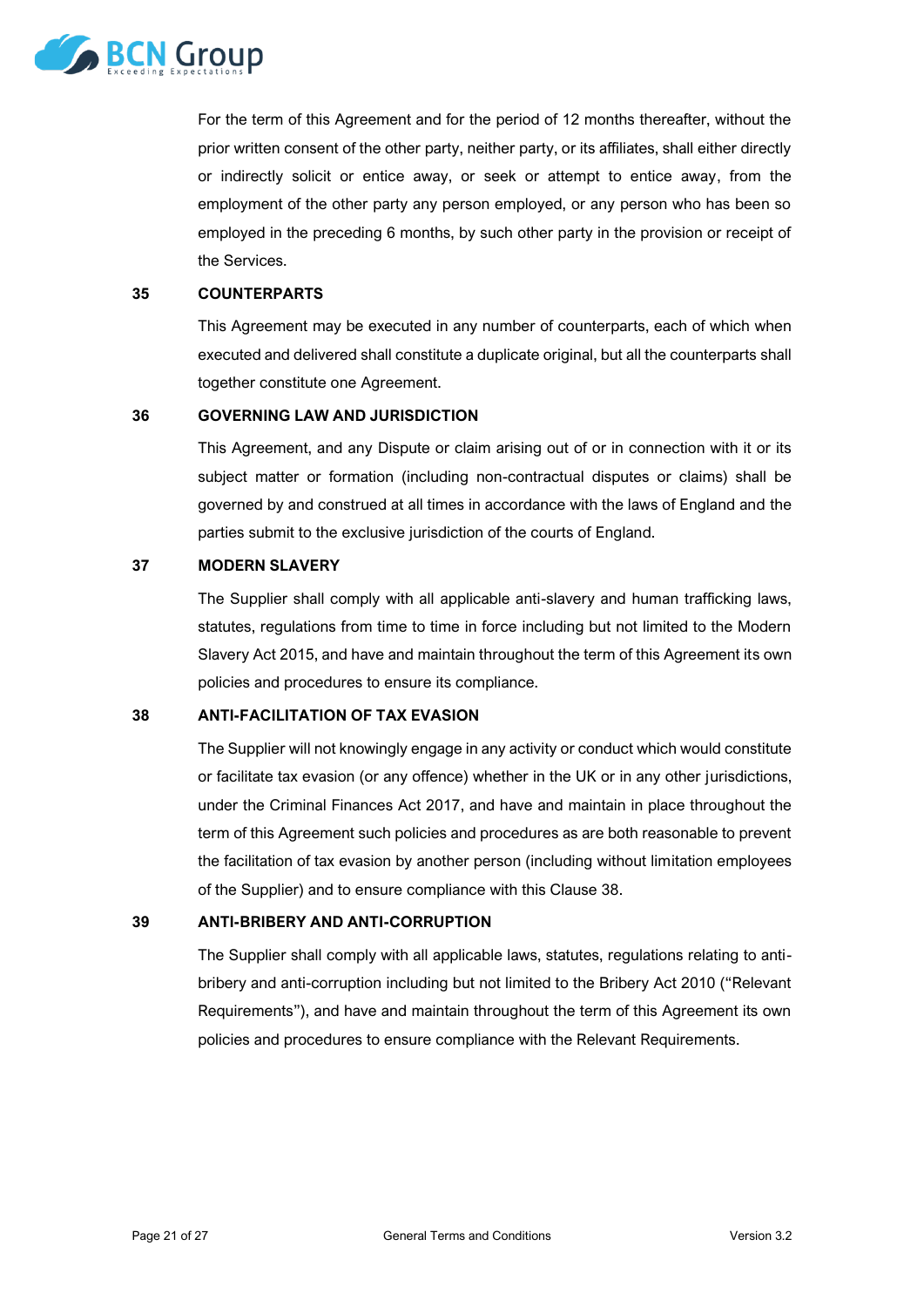For the term of this Agreement and for the period of 12 months thereafter, without the prior written consent of the other party, neither party, or its affiliates, shall either directly or indirectly solicit or entice away, or seek or attempt to entice away, from the employment of the other party any person employed, or any person who has been so employed in the preceding 6 months, by such other party in the provision or receipt of the Services.

## 35 COUNTERPARTS

This Agreement may be executed in any number of counterparts, each of which when executed and delivered shall constitute a duplicate original, but all the counterparts shall together constitute one Agreement.

## 36 GOVERNING LAW AND JURISDICTION

This Agreement, and any Dispute or claim arising out of or in connection with it or its subject matter or formation (including non-contractual disputes or claims) shall be governed by and construed at all times in accordance with the laws of England and the parties submit to the exclusive jurisdiction of the courts of England.

## 37 MODERN SLAVERY

The Supplier shall comply with all applicable anti-slavery and human trafficking laws, statutes, regulations from time to time in force including but not limited to the Modern Slavery Act 2015, and have and maintain throughout the term of this Agreement its own policies and procedures to ensure its compliance.

## 38 ANTI-FACILITATION OF TAX EVASION

The Supplier will not knowingly engage in any activity or conduct which would constitute or facilitate tax evasion (or any offence) whether in the UK or in any other jurisdictions, under the Criminal Finances Act 2017, and have and maintain in place throughout the term of this Agreement such policies and procedures as are both reasonable to prevent the facilitation of tax evasion by another person (including without limitation employees of the Supplier) and to ensure compliance with this Clause 38.

## 39 ANTI-BRIBERY AND ANTI-CORRUPTION

The Supplier shall comply with all applicable laws, statutes, regulations relating to anti-bribery and anti-corruption including but not limited to the Bribery Act 2010 ("Relevant Requirements"), and have and maintain throughout the term of this Agreement its own policies and procedures to ensure compliance with the Relevant Requirements.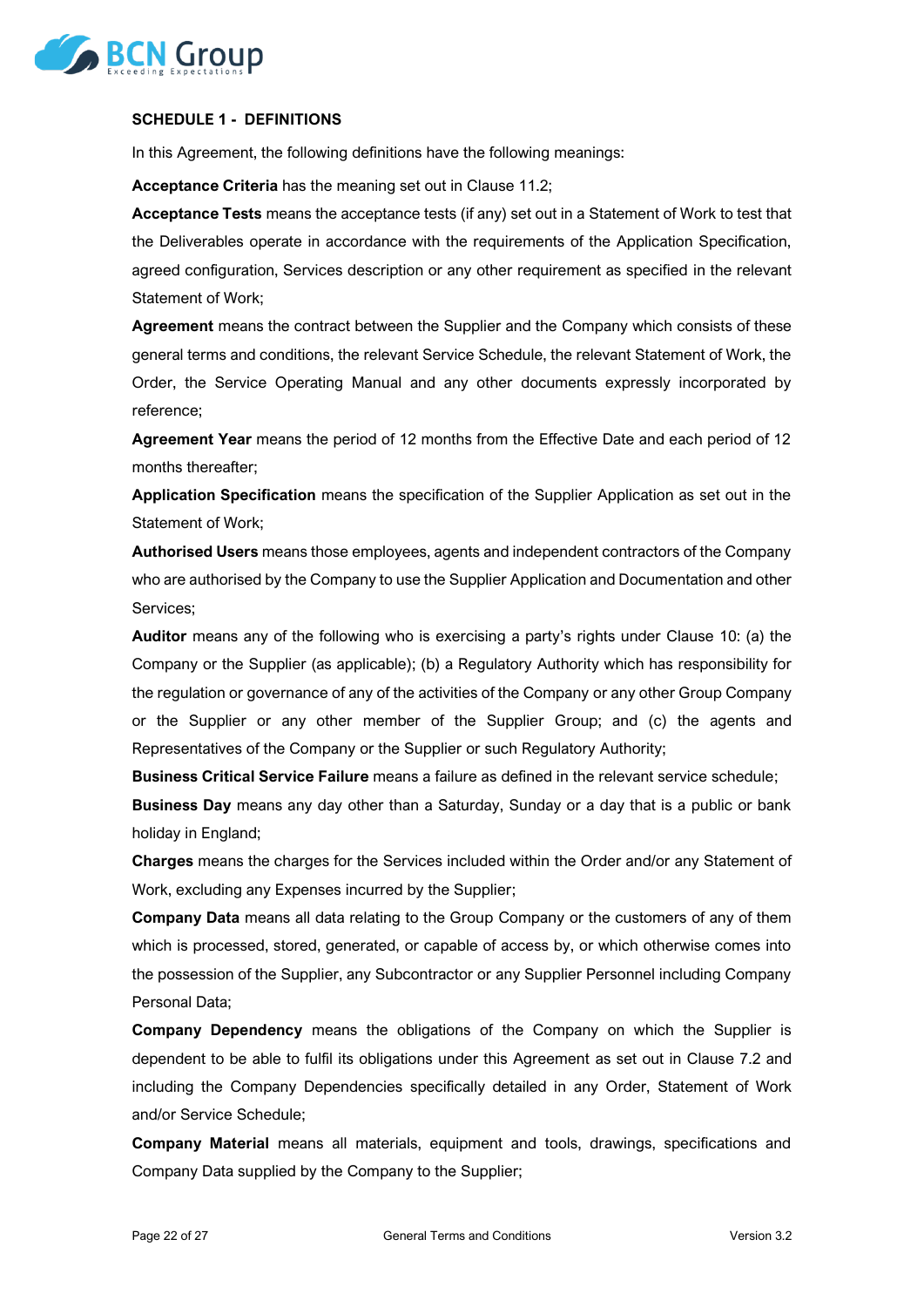## SCHEDULE 1 - DEFINITIONS

In this Agreement, the following definitions have the following meanings:

**Acceptance Criteria** has the meaning set out in Clause 11.2;

**Acceptance Tests** means the acceptance tests (if any) set out in a Statement of Work to test that the Deliverables operate in accordance with the requirements of the Application Specification, agreed configuration, Services description or any other requirement as specified in the relevant Statement of Work;

**Agreement** means the contract between the Supplier and the Company which consists of these general terms and conditions, the relevant Service Schedule, the relevant Statement of Work, the Order, the Service Operating Manual and any other documents expressly incorporated by reference;

**Agreement Year** means the period of 12 months from the Effective Date and each period of 12 months thereafter;

**Application Specification** means the specification of the Supplier Application as set out in the Statement of Work;

**Authorised Users** means those employees, agents and independent contractors of the Company who are authorised by the Company to use the Supplier Application and Documentation and other Services;

**Auditor** means any of the following who is exercising a party's rights under Clause 10: (a) the Company or the Supplier (as applicable); (b) a Regulatory Authority which has responsibility for the regulation or governance of any of the activities of the Company or any other Group Company or the Supplier or any other member of the Supplier Group; and (c) the agents and Representatives of the Company or the Supplier or such Regulatory Authority;

**Business Critical Service Failure** means a failure as defined in the relevant service schedule;

**Business Day** means any day other than a Saturday, Sunday or a day that is a public or bank holiday in England;

**Charges** means the charges for the Services included within the Order and/or any Statement of Work, excluding any Expenses incurred by the Supplier;

**Company Data** means all data relating to the Group Company or the customers of any of them which is processed, stored, generated, or capable of access by, or which otherwise comes into the possession of the Supplier, any Subcontractor or any Supplier Personnel including Company Personal Data;

**Company Dependency** means the obligations of the Company on which the Supplier is dependent to be able to fulfil its obligations under this Agreement as set out in Clause 7.2 and including the Company Dependencies specifically detailed in any Order, Statement of Work and/or Service Schedule;

**Company Material** means all materials, equipment and tools, drawings, specifications and Company Data supplied by the Company to the Supplier;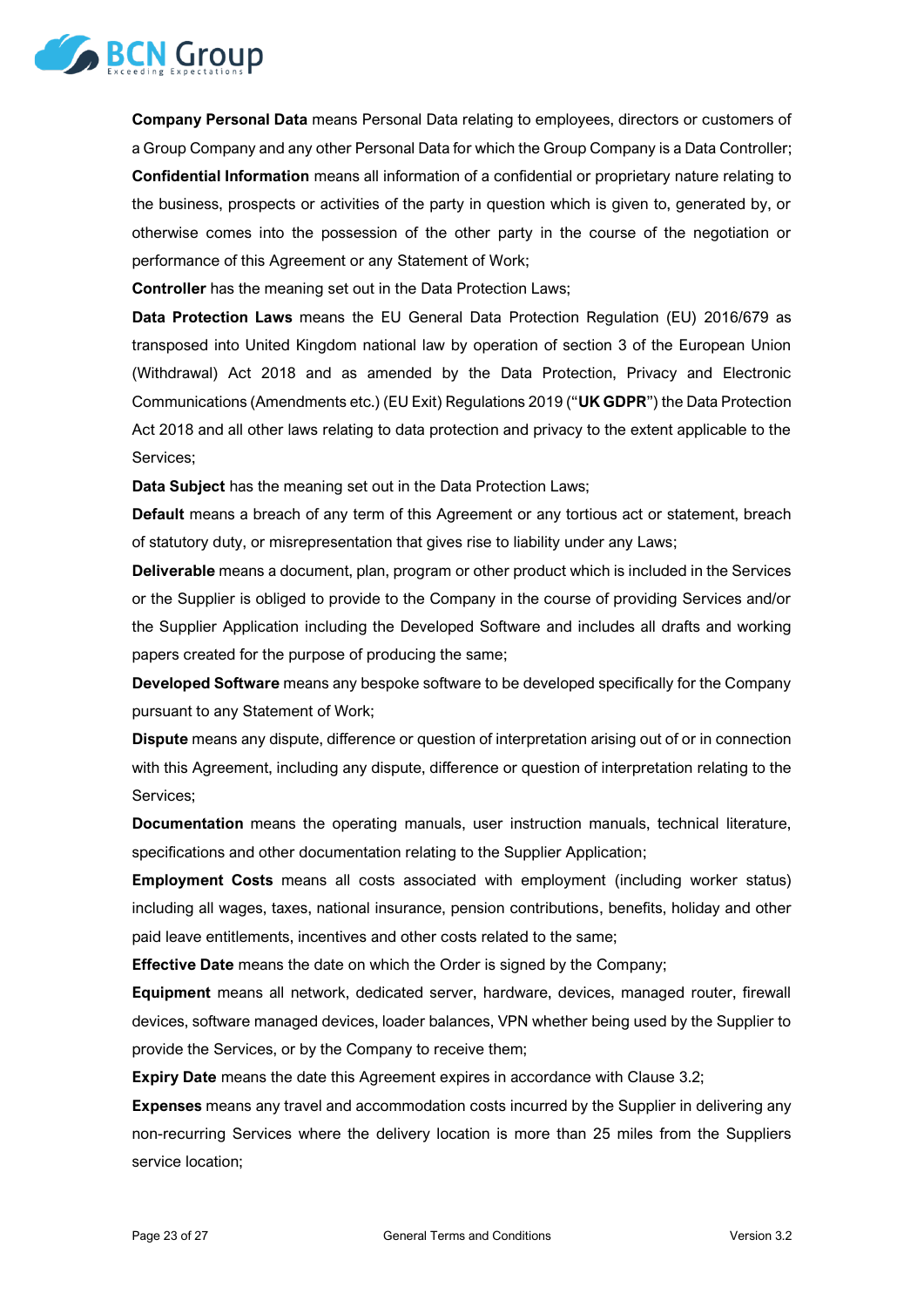**Company Personal Data** means Personal Data relating to employees, directors or customers of a Group Company and any other Personal Data for which the Group Company is a Data Controller;

**Confidential Information** means all information of a confidential or proprietary nature relating to the business, prospects or activities of the party in question which is given to, generated by, or otherwise comes into the possession of the other party in the course of the negotiation or performance of this Agreement or any Statement of Work;

**Controller** has the meaning set out in the Data Protection Laws;

**Data Protection Laws** means the EU General Data Protection Regulation (EU) 2016/679 as transposed into United Kingdom national law by operation of section 3 of the European Union (Withdrawal) Act 2018 and as amended by the Data Protection, Privacy and Electronic Communications (Amendments etc.) (EU Exit) Regulations 2019 ("**UK GDPR**") the Data Protection Act 2018 and all other laws relating to data protection and privacy to the extent applicable to the Services;

**Data Subject** has the meaning set out in the Data Protection Laws;

**Default** means a breach of any term of this Agreement or any tortious act or statement, breach of statutory duty, or misrepresentation that gives rise to liability under any Laws;

**Deliverable** means a document, plan, program or other product which is included in the Services or the Supplier is obliged to provide to the Company in the course of providing Services and/or the Supplier Application including the Developed Software and includes all drafts and working papers created for the purpose of producing the same;

**Developed Software** means any bespoke software to be developed specifically for the Company pursuant to any Statement of Work;

**Dispute** means any dispute, difference or question of interpretation arising out of or in connection with this Agreement, including any dispute, difference or question of interpretation relating to the Services;

**Documentation** means the operating manuals, user instruction manuals, technical literature, specifications and other documentation relating to the Supplier Application;

**Employment Costs** means all costs associated with employment (including worker status) including all wages, taxes, national insurance, pension contributions, benefits, holiday and other paid leave entitlements, incentives and other costs related to the same;

**Effective Date** means the date on which the Order is signed by the Company;

**Equipment** means all network, dedicated server, hardware, devices, managed router, firewall devices, software managed devices, loader balances, VPN whether being used by the Supplier to provide the Services, or by the Company to receive them;

**Expiry Date** means the date this Agreement expires in accordance with Clause 3.2;

**Expenses** means any travel and accommodation costs incurred by the Supplier in delivering any non-recurring Services where the delivery location is more than 25 miles from the Suppliers service location;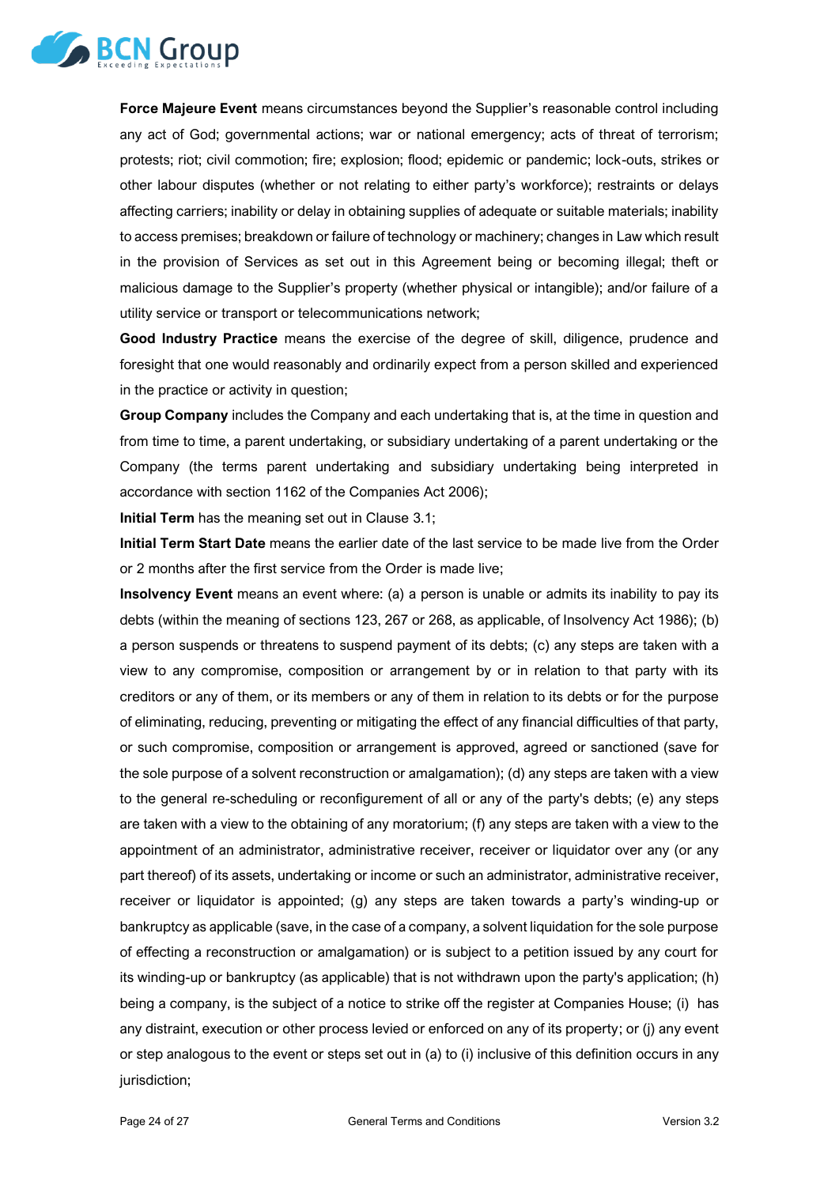**Force Majeure Event** means circumstances beyond the Supplier's reasonable control including any act of God; governmental actions; war or national emergency; acts of threat of terrorism; protests; riot; civil commotion; fire; explosion; flood; epidemic or pandemic; lock-outs, strikes or other labour disputes (whether or not relating to either party's workforce); restraints or delays affecting carriers; inability or delay in obtaining supplies of adequate or suitable materials; inability to access premises; breakdown or failure of technology or machinery; changes in Law which result in the provision of Services as set out in this Agreement being or becoming illegal; theft or malicious damage to the Supplier's property (whether physical or intangible); and/or failure of a utility service or transport or telecommunications network;

**Good Industry Practice** means the exercise of the degree of skill, diligence, prudence and foresight that one would reasonably and ordinarily expect from a person skilled and experienced in the practice or activity in question;

**Group Company** includes the Company and each undertaking that is, at the time in question and from time to time, a parent undertaking, or subsidiary undertaking of a parent undertaking or the Company (the terms parent undertaking and subsidiary undertaking being interpreted in accordance with section 1162 of the Companies Act 2006);

**Initial Term** has the meaning set out in Clause 3.1;

**Initial Term Start Date** means the earlier date of the last service to be made live from the Order or 2 months after the first service from the Order is made live;

**Insolvency Event** means an event where: (a) a person is unable or admits its inability to pay its debts (within the meaning of sections 123, 267 or 268, as applicable, of Insolvency Act 1986); (b) a person suspends or threatens to suspend payment of its debts; (c) any steps are taken with a view to any compromise, composition or arrangement by or in relation to that party with its creditors or any of them, or its members or any of them in relation to its debts or for the purpose of eliminating, reducing, preventing or mitigating the effect of any financial difficulties of that party, or such compromise, composition or arrangement is approved, agreed or sanctioned (save for the sole purpose of a solvent reconstruction or amalgamation); (d) any steps are taken with a view to the general re-scheduling or reconfigurement of all or any of the party's debts; (e) any steps are taken with a view to the obtaining of any moratorium; (f) any steps are taken with a view to the appointment of an administrator, administrative receiver, receiver or liquidator over any (or any part thereof) of its assets, undertaking or income or such an administrator, administrative receiver, receiver or liquidator is appointed; (g) any steps are taken towards a party's winding-up or bankruptcy as applicable (save, in the case of a company, a solvent liquidation for the sole purpose of effecting a reconstruction or amalgamation) or is subject to a petition issued by any court for its winding-up or bankruptcy (as applicable) that is not withdrawn upon the party's application; (h) being a company, is the subject of a notice to strike off the register at Companies House; (i) has any distraint, execution or other process levied or enforced on any of its property; or (j) any event or step analogous to the event or steps set out in (a) to (i) inclusive of this definition occurs in any jurisdiction;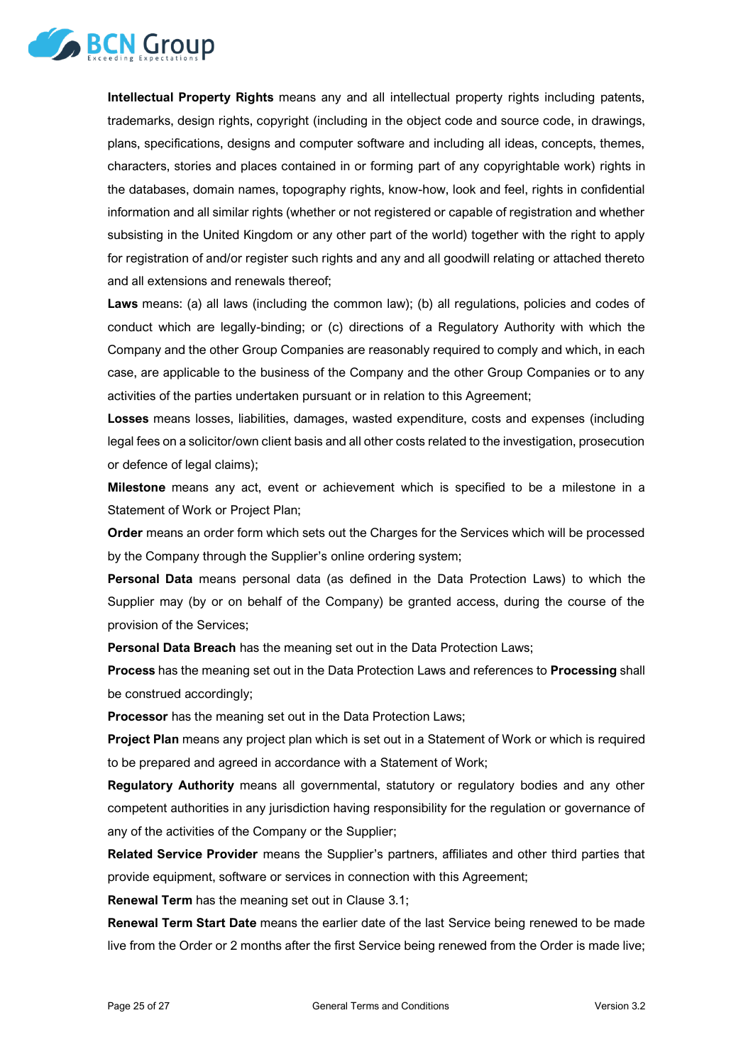**Intellectual Property Rights** means any and all intellectual property rights including patents, trademarks, design rights, copyright (including in the object code and source code, in drawings, plans, specifications, designs and computer software and including all ideas, concepts, themes, characters, stories and places contained in or forming part of any copyrightable work) rights in the databases, domain names, topography rights, know-how, look and feel, rights in confidential information and all similar rights (whether or not registered or capable of registration and whether subsisting in the United Kingdom or any other part of the world) together with the right to apply for registration of and/or register such rights and any and all goodwill relating or attached thereto and all extensions and renewals thereof;

**Laws** means: (a) all laws (including the common law); (b) all regulations, policies and codes of conduct which are legally-binding; or (c) directions of a Regulatory Authority with which the Company and the other Group Companies are reasonably required to comply and which, in each case, are applicable to the business of the Company and the other Group Companies or to any activities of the parties undertaken pursuant or in relation to this Agreement;

**Losses** means losses, liabilities, damages, wasted expenditure, costs and expenses (including legal fees on a solicitor/own client basis and all other costs related to the investigation, prosecution or defence of legal claims);

**Milestone** means any act, event or achievement which is specified to be a milestone in a Statement of Work or Project Plan;

**Order** means an order form which sets out the Charges for the Services which will be processed by the Company through the Supplier's online ordering system;

**Personal Data** means personal data (as defined in the Data Protection Laws) to which the Supplier may (by or on behalf of the Company) be granted access, during the course of the provision of the Services;

**Personal Data Breach** has the meaning set out in the Data Protection Laws;

**Process** has the meaning set out in the Data Protection Laws and references to **Processing** shall be construed accordingly;

**Processor** has the meaning set out in the Data Protection Laws;

**Project Plan** means any project plan which is set out in a Statement of Work or which is required to be prepared and agreed in accordance with a Statement of Work;

**Regulatory Authority** means all governmental, statutory or regulatory bodies and any other competent authorities in any jurisdiction having responsibility for the regulation or governance of any of the activities of the Company or the Supplier;

**Related Service Provider** means the Supplier's partners, affiliates and other third parties that provide equipment, software or services in connection with this Agreement;

**Renewal Term** has the meaning set out in Clause 3.1;

**Renewal Term Start Date** means the earlier date of the last Service being renewed to be made live from the Order or 2 months after the first Service being renewed from the Order is made live;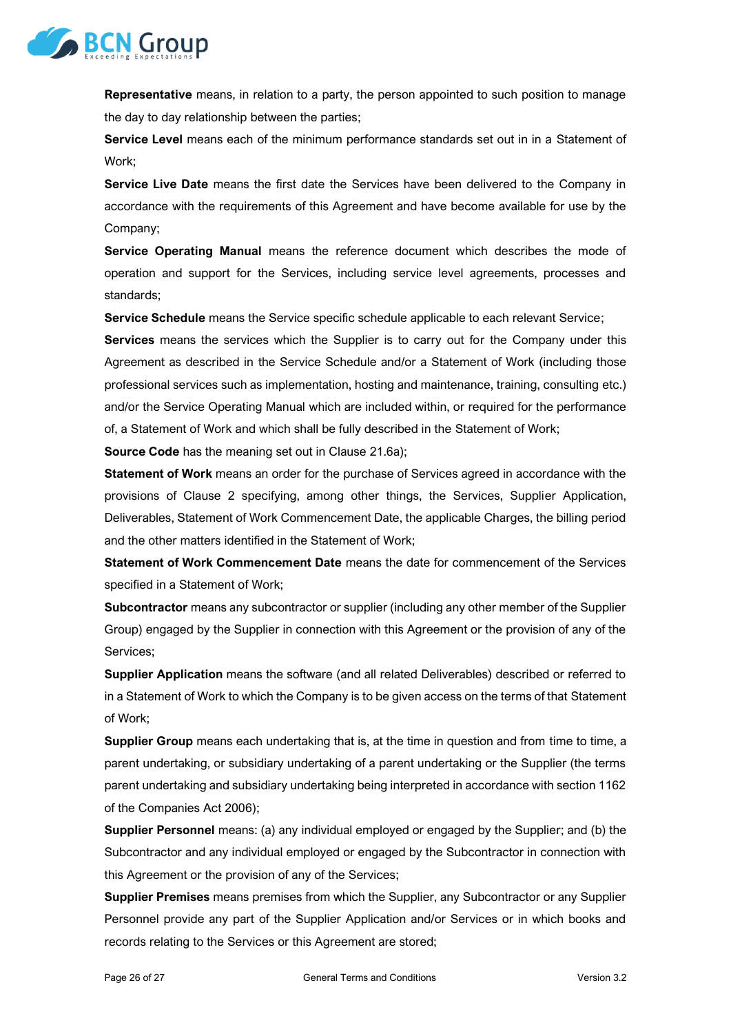**Representative** means, in relation to a party, the person appointed to such position to manage the day to day relationship between the parties;

**Service Level** means each of the minimum performance standards set out in in a Statement of Work;

**Service Live Date** means the first date the Services have been delivered to the Company in accordance with the requirements of this Agreement and have become available for use by the Company;

**Service Operating Manual** means the reference document which describes the mode of operation and support for the Services, including service level agreements, processes and standards;

**Service Schedule** means the Service specific schedule applicable to each relevant Service;

**Services** means the services which the Supplier is to carry out for the Company under this Agreement as described in the Service Schedule and/or a Statement of Work (including those professional services such as implementation, hosting and maintenance, training, consulting etc.) and/or the Service Operating Manual which are included within, or required for the performance of, a Statement of Work and which shall be fully described in the Statement of Work;

**Source Code** has the meaning set out in Clause 21.6a);

**Statement of Work** means an order for the purchase of Services agreed in accordance with the provisions of Clause 2 specifying, among other things, the Services, Supplier Application, Deliverables, Statement of Work Commencement Date, the applicable Charges, the billing period and the other matters identified in the Statement of Work;

**Statement of Work Commencement Date** means the date for commencement of the Services specified in a Statement of Work;

**Subcontractor** means any subcontractor or supplier (including any other member of the Supplier Group) engaged by the Supplier in connection with this Agreement or the provision of any of the Services;

**Supplier Application** means the software (and all related Deliverables) described or referred to in a Statement of Work to which the Company is to be given access on the terms of that Statement of Work;

**Supplier Group** means each undertaking that is, at the time in question and from time to time, a parent undertaking, or subsidiary undertaking of a parent undertaking or the Supplier (the terms parent undertaking and subsidiary undertaking being interpreted in accordance with section 1162 of the Companies Act 2006);

**Supplier Personnel** means: (a) any individual employed or engaged by the Supplier; and (b) the Subcontractor and any individual employed or engaged by the Subcontractor in connection with this Agreement or the provision of any of the Services;

**Supplier Premises** means premises from which the Supplier, any Subcontractor or any Supplier Personnel provide any part of the Supplier Application and/or Services or in which books and records relating to the Services or this Agreement are stored;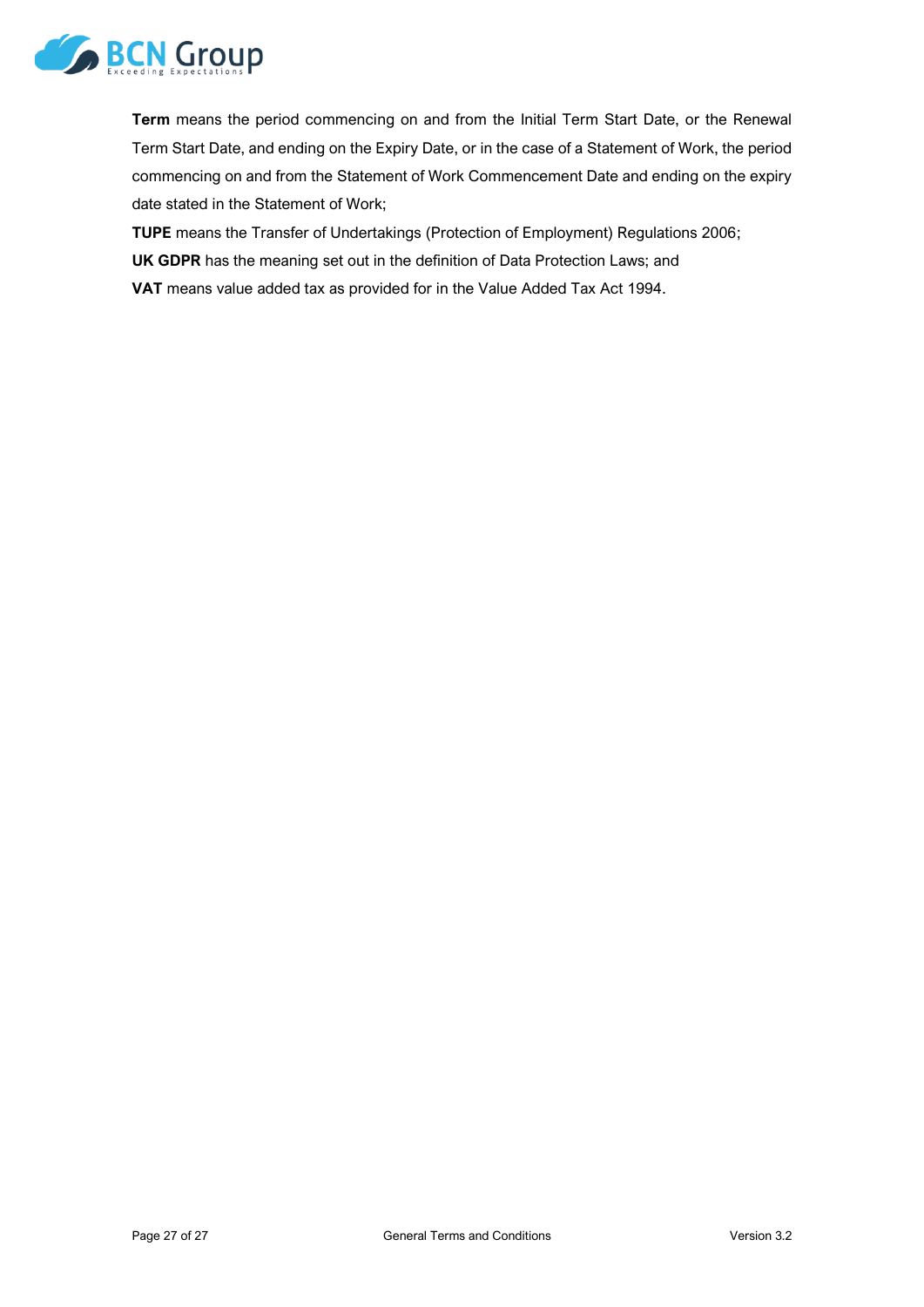**Term** means the period commencing on and from the Initial Term Start Date, or the Renewal Term Start Date, and ending on the Expiry Date, or in the case of a Statement of Work, the period commencing on and from the Statement of Work Commencement Date and ending on the expiry date stated in the Statement of Work;

**TUPE** means the Transfer of Undertakings (Protection of Employment) Regulations 2006;

**UK GDPR** has the meaning set out in the definition of Data Protection Laws; and

**VAT** means value added tax as provided for in the Value Added Tax Act 1994.